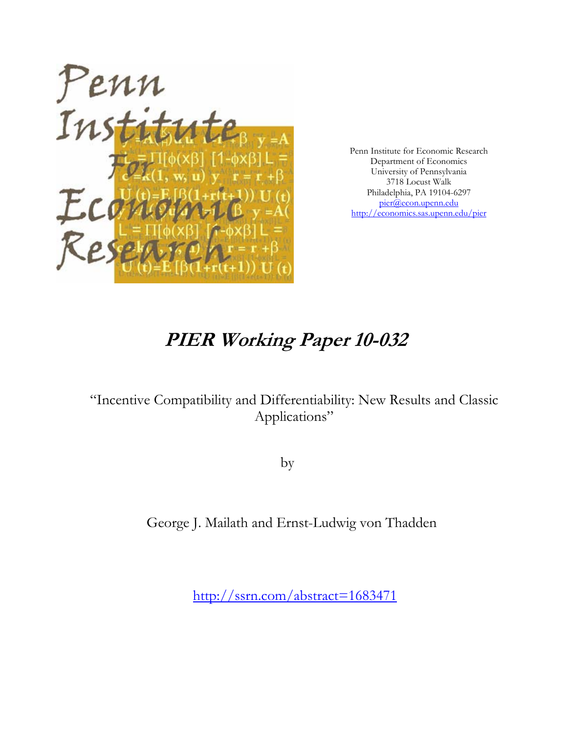Penn Institute for Economic Research
Department of Economics
University of Pennsylvania
3718 Locust Walk
Philadelphia, PA 19104-6297
pier@econ.upenn.edu
http://economics.sas.upenn.edu/pier

# *PIER Working Paper 10-032*

"Incentive Compatibility and Differentiability: New Results and Classic Applications"

by

George J. Mailath and Ernst-Ludwig von Thadden

http://ssrn.com/abstract=1683471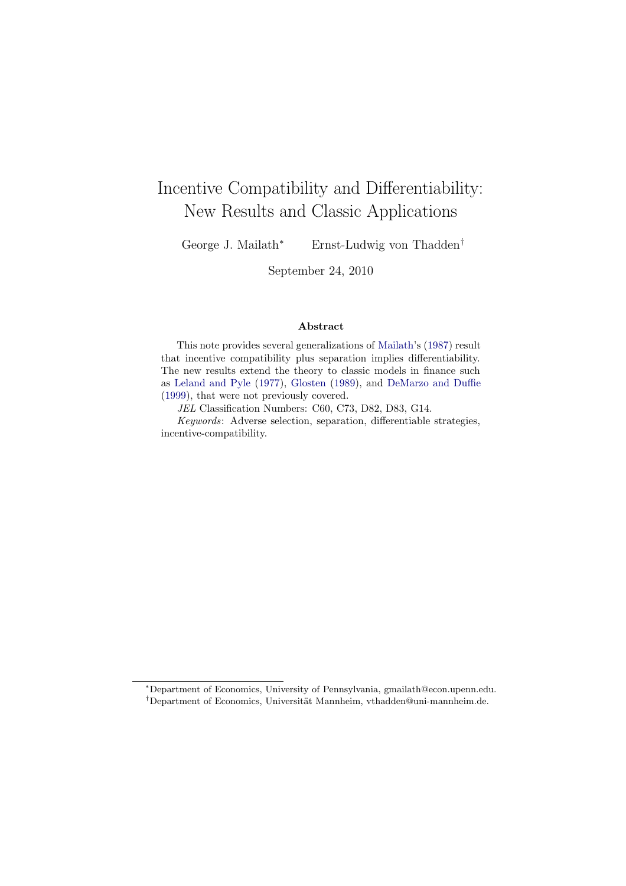# Incentive Compatibility and Differentiability: New Results and Classic Applications

George J. Mailath[*] Ernst-Ludwig von Thadden[†]

September 24, 2010

### Abstract

This note provides several generalizations of Mailath's (1987) result that incentive compatibility plus separation implies differentiability. The new results extend the theory to classic models in finance such as Leland and Pyle (1977), Glosten (1989), and DeMarzo and Duffie (1999), that were not previously covered.

*JEL* Classification Numbers: C60, C73, D82, D83, G14.

*Keywords*: Adverse selection, separation, differentiable strategies, incentive-compatibility.

---

[*] Department of Economics, University of Pennsylvania, gmailath@econ.upenn.edu.

[†] Department of Economics, Universität Mannheim, vthadden@uni-mannheim.de.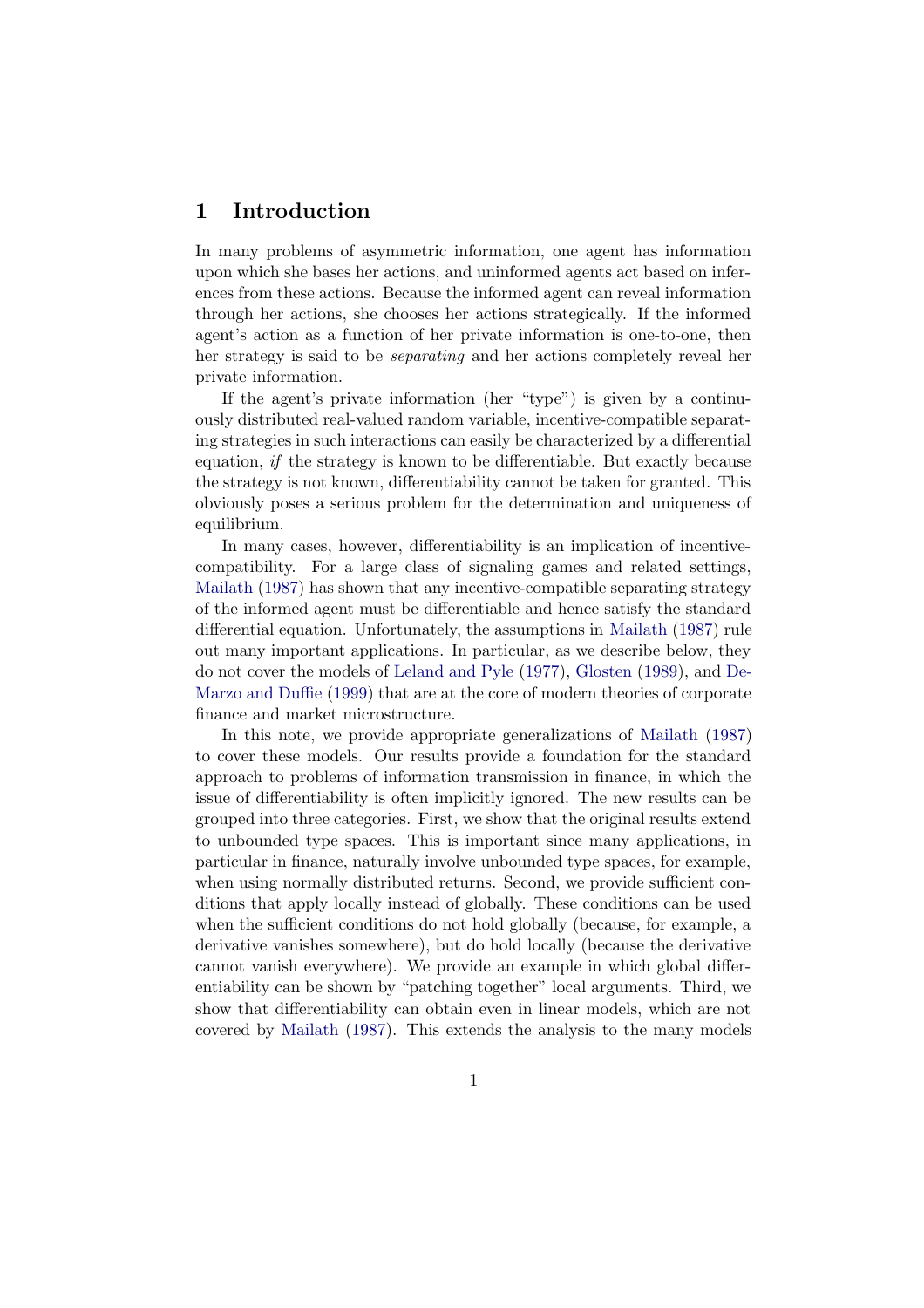## 1 Introduction

In many problems of asymmetric information, one agent has information upon which she bases her actions, and uninformed agents act based on inferences from these actions. Because the informed agent can reveal information through her actions, she chooses her actions strategically. If the informed agent's action as a function of her private information is one-to-one, then her strategy is said to be *separating* and her actions completely reveal her private information.

If the agent's private information (her "type") is given by a continuously distributed real-valued random variable, incentive-compatible separating strategies in such interactions can easily be characterized by a differential equation, *if* the strategy is known to be differentiable. But exactly because the strategy is not known, differentiability cannot be taken for granted. This obviously poses a serious problem for the determination and uniqueness of equilibrium.

In many cases, however, differentiability is an implication of incentive-compatibility. For a large class of signaling games and related settings, Mailath (1987) has shown that any incentive-compatible separating strategy of the informed agent must be differentiable and hence satisfy the standard differential equation. Unfortunately, the assumptions in Mailath (1987) rule out many important applications. In particular, as we describe below, they do not cover the models of Leland and Pyle (1977), Glosten (1989), and DeMarzo and Duffie (1999) that are at the core of modern theories of corporate finance and market microstructure.

In this note, we provide appropriate generalizations of Mailath (1987) to cover these models. Our results provide a foundation for the standard approach to problems of information transmission in finance, in which the issue of differentiability is often implicitly ignored. The new results can be grouped into three categories. First, we show that the original results extend to unbounded type spaces. This is important since many applications, in particular in finance, naturally involve unbounded type spaces, for example, when using normally distributed returns. Second, we provide sufficient conditions that apply locally instead of globally. These conditions can be used when the sufficient conditions do not hold globally (because, for example, a derivative vanishes somewhere), but do hold locally (because the derivative cannot vanish everywhere). We provide an example in which global differentiability can be shown by "patching together" local arguments. Third, we show that differentiability can obtain even in linear models, which are not covered by Mailath (1987). This extends the analysis to the many models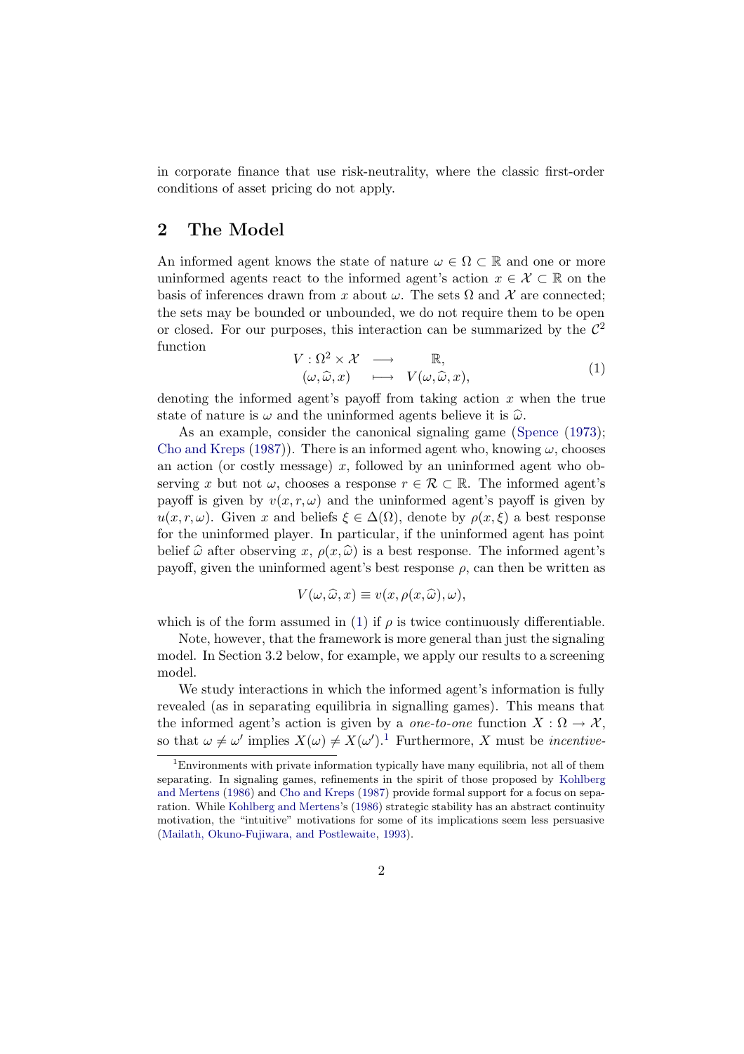in corporate finance that use risk-neutrality, where the classic first-order conditions of asset pricing do not apply.

## 2 The Model

An informed agent knows the state of nature $\omega \in \Omega \subset \mathbb{R}$ and one or more uninformed agents react to the informed agent's action $x \in \mathcal{X} \subset \mathbb{R}$ on the basis of inferences drawn from $x$ about $\omega$. The sets $\Omega$ and $\mathcal{X}$ are connected; the sets may be bounded or unbounded, we do not require them to be open or closed. For our purposes, this interaction can be summarized by the $\mathcal{C}^2$ function

$$\begin{array}{rcl} V : \Omega^2 \times \mathcal{X} & \longrightarrow & \mathbb{R}, \\ (\omega, \widehat{\omega}, x) & \longmapsto & V(\omega, \widehat{\omega}, x), \end{array} \tag{1}$$

denoting the informed agent's payoff from taking action $x$ when the true state of nature is $\omega$ and the uninformed agents believe it is $\widehat{\omega}$.

As an example, consider the canonical signaling game (Spence (1973); Cho and Kreps (1987)). There is an informed agent who, knowing $\omega$, chooses an action (or costly message) $x$, followed by an uninformed agent who observing $x$ but not $\omega$, chooses a response $r \in \mathcal{R} \subset \mathbb{R}$. The informed agent's payoff is given by $v(x, r, \omega)$ and the uninformed agent's payoff is given by $u(x, r, \omega)$. Given $x$ and beliefs $\xi \in \Delta(\Omega)$, denote by $\rho(x, \xi)$ a best response for the uninformed player. In particular, if the uninformed agent has point belief $\widehat{\omega}$ after observing $x$, $\rho(x, \widehat{\omega})$ is a best response. The informed agent's payoff, given the uninformed agent's best response $\rho$, can then be written as

$$V(\omega, \widehat{\omega}, x) \equiv v(x, \rho(x, \widehat{\omega}), \omega),$$

which is of the form assumed in (1) if $\rho$ is twice continuously differentiable.

Note, however, that the framework is more general than just the signaling model. In Section 3.2 below, for example, we apply our results to a screening model.

We study interactions in which the informed agent's information is fully revealed (as in separating equilibria in signalling games). This means that the informed agent's action is given by a *one-to-one* function $X : \Omega \to \mathcal{X}$, so that $\omega \neq \omega'$ implies $X(\omega) \neq X(\omega')$.[1] Furthermore, $X$ must be *incentive-*

[1] Environments with private information typically have many equilibria, not all of them separating. In signaling games, refinements in the spirit of those proposed by Kohlberg and Mertens (1986) and Cho and Kreps (1987) provide formal support for a focus on separation. While Kohlberg and Mertens's (1986) strategic stability has an abstract continuity motivation, the "intuitive" motivations for some of its implications seem less persuasive (Mailath, Okuno-Fujiwara, and Postlewaite, 1993).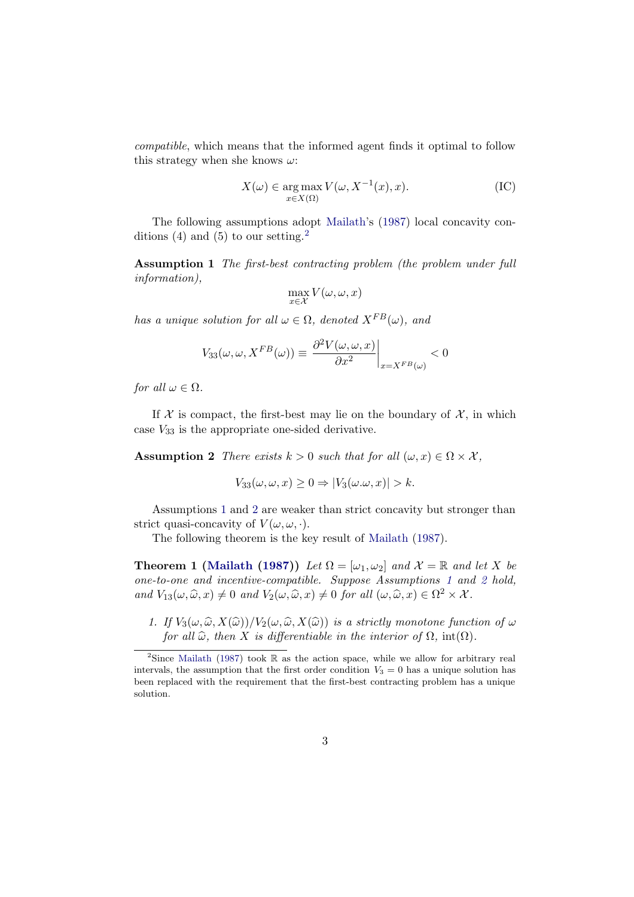*compatible*, which means that the informed agent finds it optimal to follow this strategy when she knows $\omega$:

$$X(\omega) \in \underset{x \in X(\Omega)}{\arg\max}\, V(\omega, X^{-1}(x), x). \tag{IC}$$

The following assumptions adopt Mailath's (1987) local concavity conditions (4) and (5) to our setting.[2]

**Assumption 1** *The first-best contracting problem (the problem under full information),*

$$\max_{x \in \mathcal{X}} V(\omega, \omega, x)$$

*has a unique solution for all $\omega \in \Omega$, denoted $X^{FB}(\omega)$, and*

$$V_{33}(\omega, \omega, X^{FB}(\omega)) \equiv \left. \frac{\partial^2 V(\omega, \omega, x)}{\partial x^2} \right|_{x = X^{FB}(\omega)} < 0$$

*for all $\omega \in \Omega$.*

If $\mathcal{X}$ is compact, the first-best may lie on the boundary of $\mathcal{X}$, in which case $V_{33}$ is the appropriate one-sided derivative.

**Assumption 2** *There exists $k > 0$ such that for all $(\omega, x) \in \Omega \times \mathcal{X}$,*

$$V_{33}(\omega, \omega, x) \geq 0 \Rightarrow |V_3(\omega.\omega, x)| > k.$$

Assumptions 1 and 2 are weaker than strict concavity but stronger than strict quasi-concavity of $V(\omega, \omega, \cdot)$.

The following theorem is the key result of Mailath (1987).

**Theorem 1 (Mailath (1987))** *Let $\Omega = [\omega_1, \omega_2]$ and $\mathcal{X} = \mathbb{R}$ and let $X$ be one-to-one and incentive-compatible. Suppose Assumptions 1 and 2 hold, and $V_{13}(\omega, \widehat{\omega}, x) \neq 0$ and $V_2(\omega, \widehat{\omega}, x) \neq 0$ for all $(\omega, \widehat{\omega}, x) \in \Omega^2 \times \mathcal{X}$.*

1. *If $V_3(\omega, \widehat{\omega}, X(\widehat{\omega}))/V_2(\omega, \widehat{\omega}, X(\widehat{\omega}))$ is a strictly monotone function of $\omega$ for all $\widehat{\omega}$, then $X$ is differentiable in the interior of $\Omega$, $\text{int}(\Omega)$.*

[2] Since Mailath (1987) took $\mathbb{R}$ as the action space, while we allow for arbitrary real intervals, the assumption that the first order condition $V_3 = 0$ has a unique solution has been replaced with the requirement that the first-best contracting problem has a unique solution.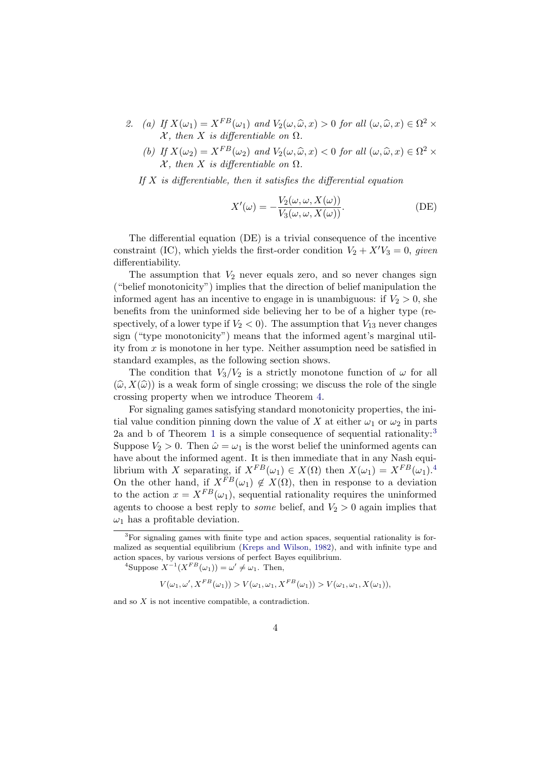2. (a) *If $X(\omega_1) = X^{FB}(\omega_1)$ and $V_2(\omega, \widehat{\omega}, x) > 0$ for all $(\omega, \widehat{\omega}, x) \in \Omega^2 \times \mathcal{X}$, then $X$ is differentiable on $\Omega$.*

   (b) *If $X(\omega_2) = X^{FB}(\omega_2)$ and $V_2(\omega, \widehat{\omega}, x) < 0$ for all $(\omega, \widehat{\omega}, x) \in \Omega^2 \times \mathcal{X}$, then $X$ is differentiable on $\Omega$.*

   *If $X$ is differentiable, then it satisfies the differential equation*

$$X'(\omega) = -\frac{V_2(\omega, \omega, X(\omega))}{V_3(\omega, \omega, X(\omega))}. \tag{DE}$$

The differential equation (DE) is a trivial consequence of the incentive constraint (IC), which yields the first-order condition $V_2 + X'V_3 = 0$, *given* differentiability.

The assumption that $V_2$ never equals zero, and so never changes sign ("belief monotonicity") implies that the direction of belief manipulation the informed agent has an incentive to engage in is unambiguous: if $V_2 > 0$, she benefits from the uninformed side believing her to be of a higher type (respectively, of a lower type if $V_2 < 0$). The assumption that $V_{13}$ never changes sign ("type monotonicity") means that the informed agent's marginal utility from $x$ is monotone in her type. Neither assumption need be satisfied in standard examples, as the following section shows.

The condition that $V_3/V_2$ is a strictly monotone function of $\omega$ for all $(\widehat{\omega}, X(\widehat{\omega}))$ is a weak form of single crossing; we discuss the role of the single crossing property when we introduce Theorem 4.

For signaling games satisfying standard monotonicity properties, the initial value condition pinning down the value of $X$ at either $\omega_1$ or $\omega_2$ in parts 2a and b of Theorem 1 is a simple consequence of sequential rationality:[3] Suppose $V_2 > 0$. Then $\hat{\omega} = \omega_1$ is the worst belief the uninformed agents can have about the informed agent. It is then immediate that in any Nash equilibrium with $X$ separating, if $X^{FB}(\omega_1) \in X(\Omega)$ then $X(\omega_1) = X^{FB}(\omega_1)$.[4] On the other hand, if $X^{FB}(\omega_1) \notin X(\Omega)$, then in response to a deviation to the action $x = X^{FB}(\omega_1)$, sequential rationality requires the uninformed agents to choose a best reply to *some* belief, and $V_2 > 0$ again implies that $\omega_1$ has a profitable deviation.

[3] For signaling games with finite type and action spaces, sequential rationality is formalized as sequential equilibrium (Kreps and Wilson, 1982), and with infinite type and action spaces, by various versions of perfect Bayes equilibrium.

[4] Suppose $X^{-1}(X^{FB}(\omega_1)) = \omega' \neq \omega_1$. Then,

$$V(\omega_1, \omega', X^{FB}(\omega_1)) > V(\omega_1, \omega_1, X^{FB}(\omega_1)) > V(\omega_1, \omega_1, X(\omega_1)),$$

and so $X$ is not incentive compatible, a contradiction.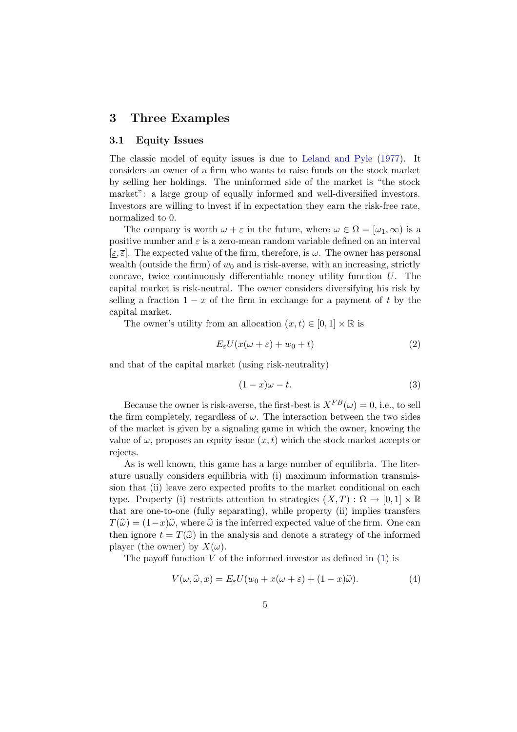## 3 Three Examples

### 3.1 Equity Issues

The classic model of equity issues is due to Leland and Pyle (1977). It considers an owner of a firm who wants to raise funds on the stock market by selling her holdings. The uninformed side of the market is "the stock market": a large group of equally informed and well-diversified investors. Investors are willing to invest if in expectation they earn the risk-free rate, normalized to 0.

The company is worth $\omega + \varepsilon$ in the future, where $\omega \in \Omega = [\omega_1, \infty)$ is a positive number and $\varepsilon$ is a zero-mean random variable defined on an interval $[\underline{\varepsilon}, \overline{\varepsilon}]$. The expected value of the firm, therefore, is $\omega$. The owner has personal wealth (outside the firm) of $w_0$ and is risk-averse, with an increasing, strictly concave, twice continuously differentiable money utility function $U$. The capital market is risk-neutral. The owner considers diversifying his risk by selling a fraction $1 - x$ of the firm in exchange for a payment of $t$ by the capital market.

The owner's utility from an allocation $(x, t) \in [0, 1] \times \mathbb{R}$ is

$$E_\varepsilon U(x(\omega + \varepsilon) + w_0 + t) \tag{2}$$

and that of the capital market (using risk-neutrality)

$$(1 - x)\omega - t. \tag{3}$$

Because the owner is risk-averse, the first-best is $X^{FB}(\omega) = 0$, i.e., to sell the firm completely, regardless of $\omega$. The interaction between the two sides of the market is given by a signaling game in which the owner, knowing the value of $\omega$, proposes an equity issue $(x, t)$ which the stock market accepts or rejects.

As is well known, this game has a large number of equilibria. The literature usually considers equilibria with (i) maximum information transmission that (ii) leave zero expected profits to the market conditional on each type. Property (i) restricts attention to strategies $(X, T) : \Omega \to [0, 1] \times \mathbb{R}$ that are one-to-one (fully separating), while property (ii) implies transfers $T(\widehat{\omega}) = (1-x)\widehat{\omega}$, where $\widehat{\omega}$ is the inferred expected value of the firm. One can then ignore $t = T(\widehat{\omega})$ in the analysis and denote a strategy of the informed player (the owner) by $X(\omega)$.

The payoff function $V$ of the informed investor as defined in (1) is

$$V(\omega, \widehat{\omega}, x) = E_\varepsilon U(w_0 + x(\omega + \varepsilon) + (1 - x)\widehat{\omega}). \tag{4}$$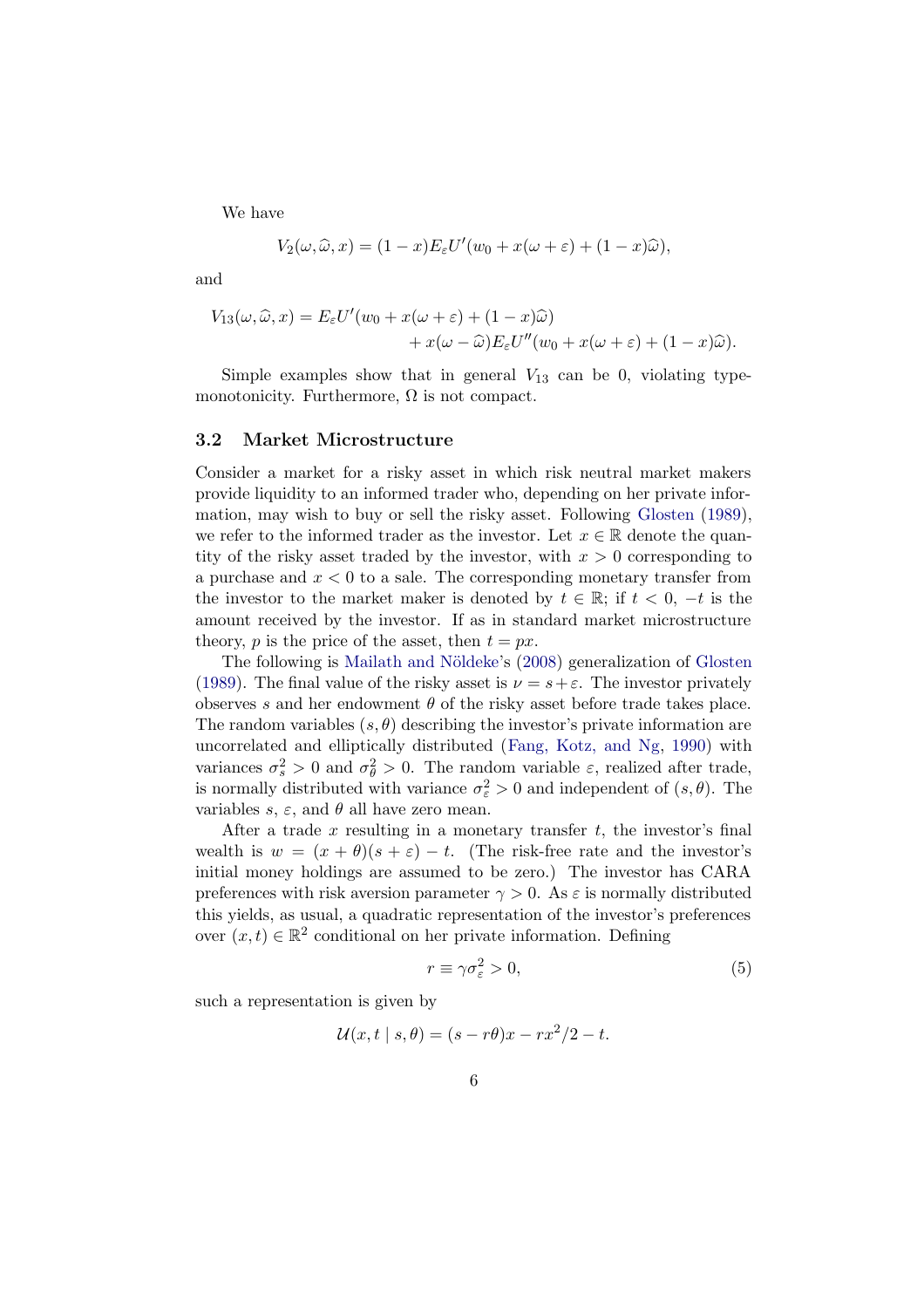We have

$$V_2(\omega, \widehat{\omega}, x) = (1-x)E_\varepsilon U'(w_0 + x(\omega + \varepsilon) + (1-x)\widehat{\omega}),$$

and

$$\begin{aligned} V_{13}(\omega, \widehat{\omega}, x) = E_\varepsilon U'(w_0 + x(\omega + \varepsilon) + (1-x)\widehat{\omega}) \\ + x(\omega - \widehat{\omega})E_\varepsilon U''(w_0 + x(\omega + \varepsilon) + (1-x)\widehat{\omega}). \end{aligned}$$

Simple examples show that in general $V_{13}$ can be 0, violating type-monotonicity. Furthermore, $\Omega$ is not compact.

### 3.2 Market Microstructure

Consider a market for a risky asset in which risk neutral market makers provide liquidity to an informed trader who, depending on her private information, may wish to buy or sell the risky asset. Following Glosten (1989), we refer to the informed trader as the investor. Let $x \in \mathbb{R}$ denote the quantity of the risky asset traded by the investor, with $x > 0$ corresponding to a purchase and $x < 0$ to a sale. The corresponding monetary transfer from the investor to the market maker is denoted by $t \in \mathbb{R}$; if $t < 0$, $-t$ is the amount received by the investor. If as in standard market microstructure theory, $p$ is the price of the asset, then $t = px$.

The following is Mailath and Nöldeke's (2008) generalization of Glosten (1989). The final value of the risky asset is $\nu = s + \varepsilon$. The investor privately observes $s$ and her endowment $\theta$ of the risky asset before trade takes place. The random variables $(s, \theta)$ describing the investor's private information are uncorrelated and elliptically distributed (Fang, Kotz, and Ng, 1990) with variances $\sigma_s^2 > 0$ and $\sigma_\theta^2 > 0$. The random variable $\varepsilon$, realized after trade, is normally distributed with variance $\sigma_\varepsilon^2 > 0$ and independent of $(s, \theta)$. The variables $s$, $\varepsilon$, and $\theta$ all have zero mean.

After a trade $x$ resulting in a monetary transfer $t$, the investor's final wealth is $w = (x + \theta)(s + \varepsilon) - t$. (The risk-free rate and the investor's initial money holdings are assumed to be zero.) The investor has CARA preferences with risk aversion parameter $\gamma > 0$. As $\varepsilon$ is normally distributed this yields, as usual, a quadratic representation of the investor's preferences over $(x, t) \in \mathbb{R}^2$ conditional on her private information. Defining

$$r \equiv \gamma \sigma_\varepsilon^2 > 0, \tag{5}$$

such a representation is given by

$$\mathcal{U}(x, t \mid s, \theta) = (s - r\theta)x - rx^2/2 - t.$$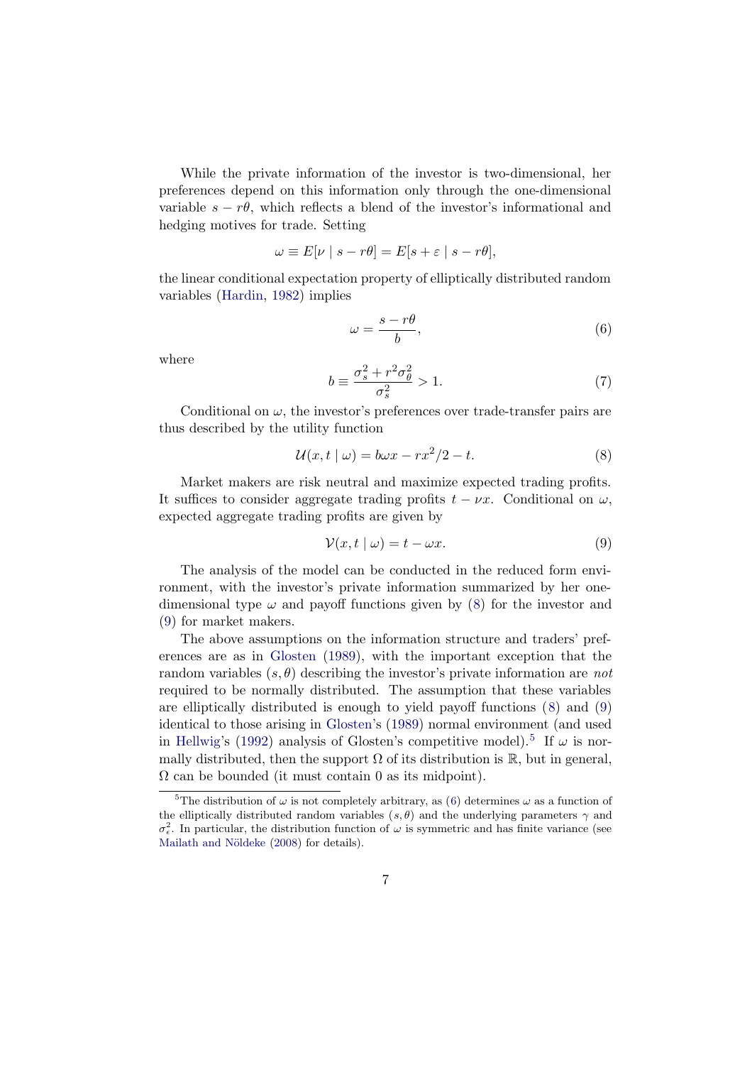While the private information of the investor is two-dimensional, her preferences depend on this information only through the one-dimensional variable $s - r\theta$, which reflects a blend of the investor's informational and hedging motives for trade. Setting

$$\omega \equiv E[\nu \mid s - r\theta] = E[s + \varepsilon \mid s - r\theta],$$

the linear conditional expectation property of elliptically distributed random variables (Hardin, 1982) implies

$$\omega = \frac{s - r\theta}{b}, \tag{6}$$

where

$$b \equiv \frac{\sigma_s^2 + r^2\sigma_\theta^2}{\sigma_s^2} > 1. \tag{7}$$

Conditional on $\omega$, the investor's preferences over trade-transfer pairs are thus described by the utility function

$$\mathcal{U}(x, t \mid \omega) = b\omega x - rx^2/2 - t. \tag{8}$$

Market makers are risk neutral and maximize expected trading profits. It suffices to consider aggregate trading profits $t - \nu x$. Conditional on $\omega$, expected aggregate trading profits are given by

$$\mathcal{V}(x, t \mid \omega) = t - \omega x. \tag{9}$$

The analysis of the model can be conducted in the reduced form environment, with the investor's private information summarized by her one-dimensional type $\omega$ and payoff functions given by (8) for the investor and (9) for market makers.

The above assumptions on the information structure and traders' preferences are as in Glosten (1989), with the important exception that the random variables $(s, \theta)$ describing the investor's private information are *not* required to be normally distributed. The assumption that these variables are elliptically distributed is enough to yield payoff functions (8) and (9) identical to those arising in Glosten's (1989) normal environment (and used in Hellwig's (1992) analysis of Glosten's competitive model).[5] If $\omega$ is normally distributed, then the support $\Omega$ of its distribution is $\mathbb{R}$, but in general, $\Omega$ can be bounded (it must contain 0 as its midpoint).

[5] The distribution of $\omega$ is not completely arbitrary, as (6) determines $\omega$ as a function of the elliptically distributed random variables $(s, \theta)$ and the underlying parameters $\gamma$ and $\sigma_\epsilon^2$. In particular, the distribution function of $\omega$ is symmetric and has finite variance (see Mailath and Nöldeke (2008) for details).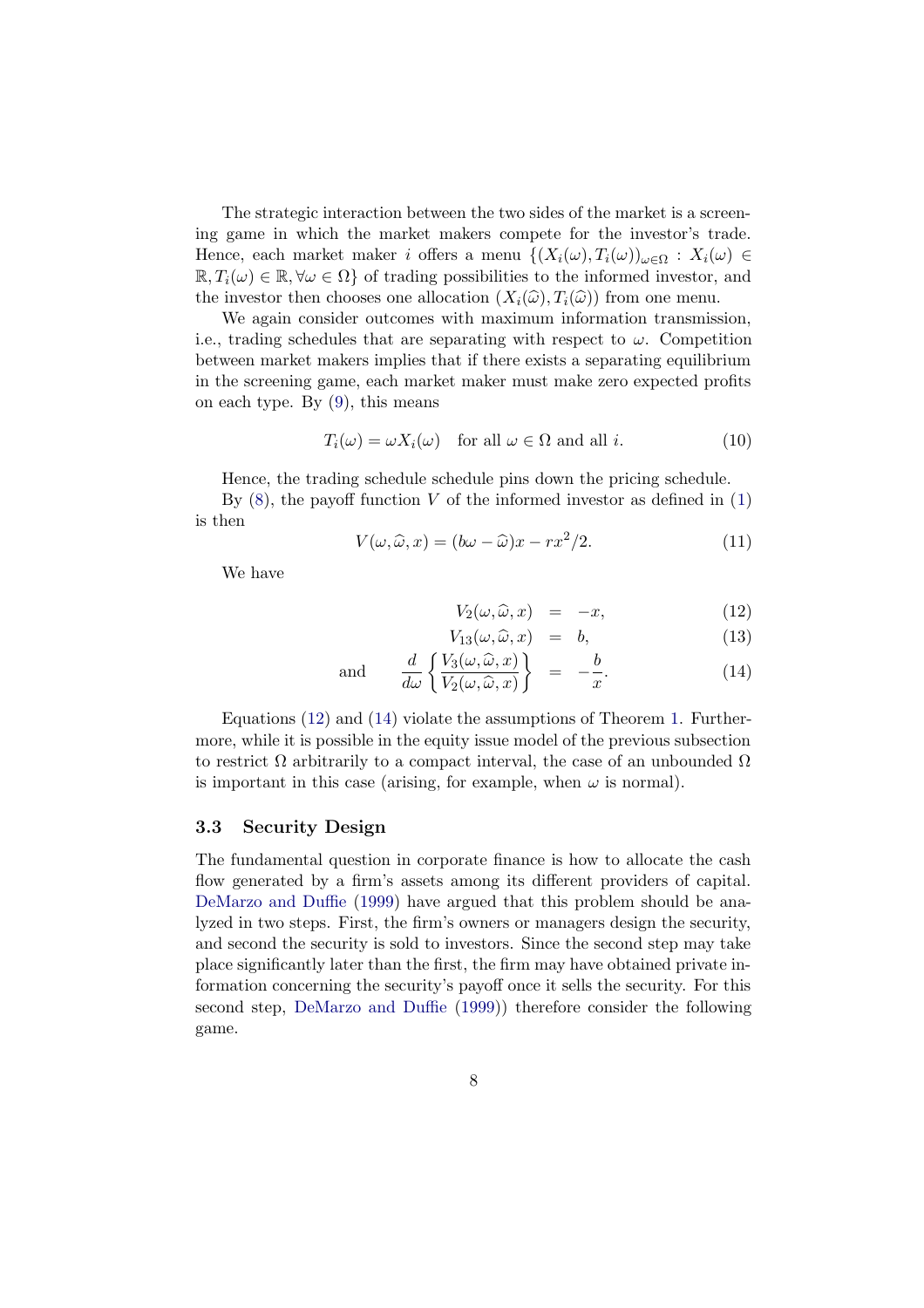The strategic interaction between the two sides of the market is a screening game in which the market makers compete for the investor's trade. Hence, each market maker $i$ offers a menu $\{(X_i(\omega), T_i(\omega))_{\omega \in \Omega} : X_i(\omega) \in \mathbb{R}, T_i(\omega) \in \mathbb{R}, \forall \omega \in \Omega\}$ of trading possibilities to the informed investor, and the investor then chooses one allocation $(X_i(\widehat{\omega}), T_i(\widehat{\omega}))$ from one menu.

We again consider outcomes with maximum information transmission, i.e., trading schedules that are separating with respect to $\omega$. Competition between market makers implies that if there exists a separating equilibrium in the screening game, each market maker must make zero expected profits on each type. By (9), this means

$$T_i(\omega) = \omega X_i(\omega) \quad \text{for all } \omega \in \Omega \text{ and all } i. \tag{10}$$

Hence, the trading schedule schedule pins down the pricing schedule.

By (8), the payoff function $V$ of the informed investor as defined in (1) is then

$$V(\omega, \widehat{\omega}, x) = (b\omega - \widehat{\omega})x - rx^2/2. \tag{11}$$

We have

$$V_2(\omega, \widehat{\omega}, x) = -x, \tag{12}$$

$$V_{13}(\omega, \widehat{\omega}, x) = b, \tag{13}$$

$$\text{and} \qquad \frac{d}{d\omega}\left\{\frac{V_3(\omega, \widehat{\omega}, x)}{V_2(\omega, \widehat{\omega}, x)}\right\} = -\frac{b}{x}. \tag{14}$$

Equations (12) and (14) violate the assumptions of Theorem 1. Furthermore, while it is possible in the equity issue model of the previous subsection to restrict $\Omega$ arbitrarily to a compact interval, the case of an unbounded $\Omega$ is important in this case (arising, for example, when $\omega$ is normal).

### 3.3 Security Design

The fundamental question in corporate finance is how to allocate the cash flow generated by a firm's assets among its different providers of capital. DeMarzo and Duffie (1999) have argued that this problem should be analyzed in two steps. First, the firm's owners or managers design the security, and second the security is sold to investors. Since the second step may take place significantly later than the first, the firm may have obtained private information concerning the security's payoff once it sells the security. For this second step, DeMarzo and Duffie (1999)) therefore consider the following game.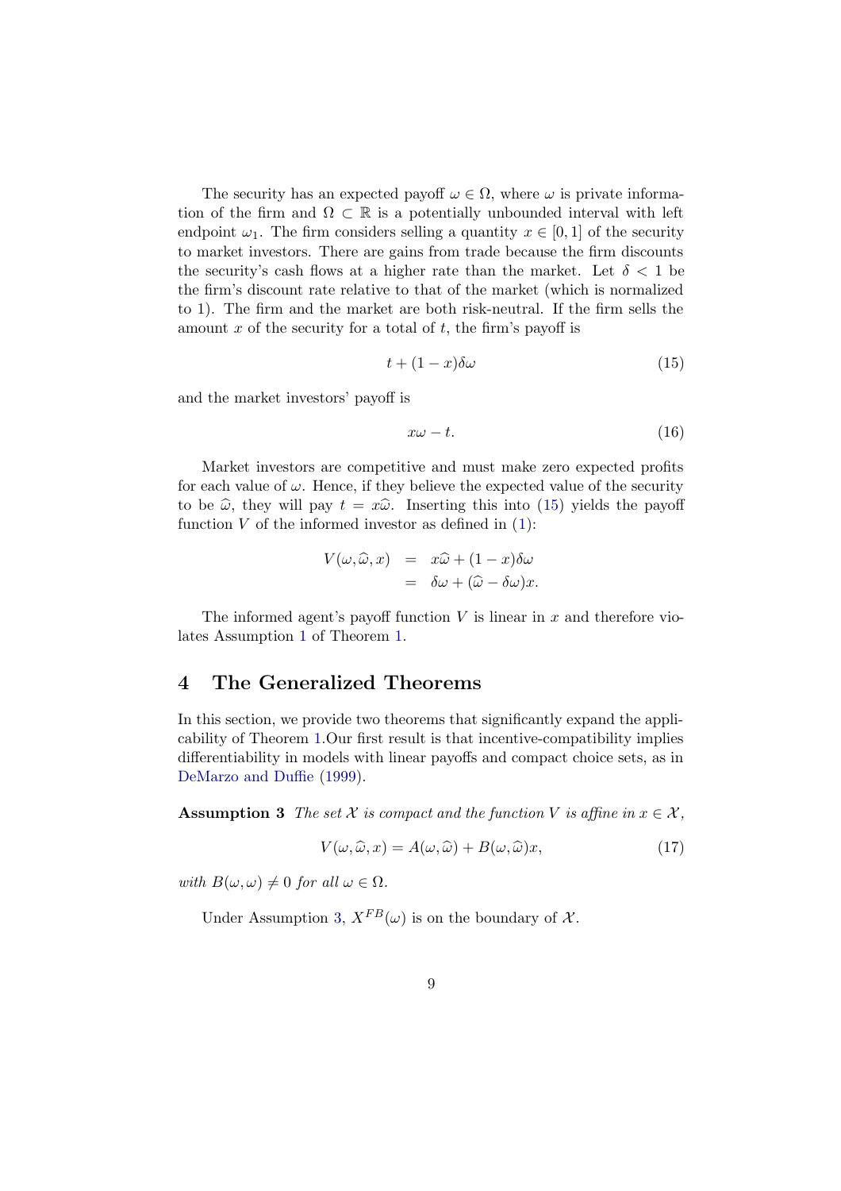The security has an expected payoff $\omega \in \Omega$, where $\omega$ is private information of the firm and $\Omega \subset \mathbb{R}$ is a potentially unbounded interval with left endpoint $\omega_1$. The firm considers selling a quantity $x \in [0, 1]$ of the security to market investors. There are gains from trade because the firm discounts the security's cash flows at a higher rate than the market. Let $\delta < 1$ be the firm's discount rate relative to that of the market (which is normalized to 1). The firm and the market are both risk-neutral. If the firm sells the amount $x$ of the security for a total of $t$, the firm's payoff is

$$t + (1 - x)\delta\omega \tag{15}$$

and the market investors' payoff is

$$x\omega - t. \tag{16}$$

Market investors are competitive and must make zero expected profits for each value of $\omega$. Hence, if they believe the expected value of the security to be $\widehat{\omega}$, they will pay $t = x\widehat{\omega}$. Inserting this into (15) yields the payoff function $V$ of the informed investor as defined in (1):

$$\begin{aligned} V(\omega, \widehat{\omega}, x) &= x\widehat{\omega} + (1 - x)\delta\omega \\ &= \delta\omega + (\widehat{\omega} - \delta\omega)x. \end{aligned}$$

The informed agent's payoff function $V$ is linear in $x$ and therefore violates Assumption 1 of Theorem 1.

## 4 The Generalized Theorems

In this section, we provide two theorems that significantly expand the applicability of Theorem 1.Our first result is that incentive-compatibility implies differentiability in models with linear payoffs and compact choice sets, as in DeMarzo and Duffie (1999).

**Assumption 3** *The set $\mathcal{X}$ is compact and the function $V$ is affine in $x \in \mathcal{X}$,*

$$V(\omega, \widehat{\omega}, x) = A(\omega, \widehat{\omega}) + B(\omega, \widehat{\omega})x, \tag{17}$$

*with $B(\omega, \omega) \neq 0$ for all $\omega \in \Omega$.*

Under Assumption 3, $X^{FB}(\omega)$ is on the boundary of $\mathcal{X}$.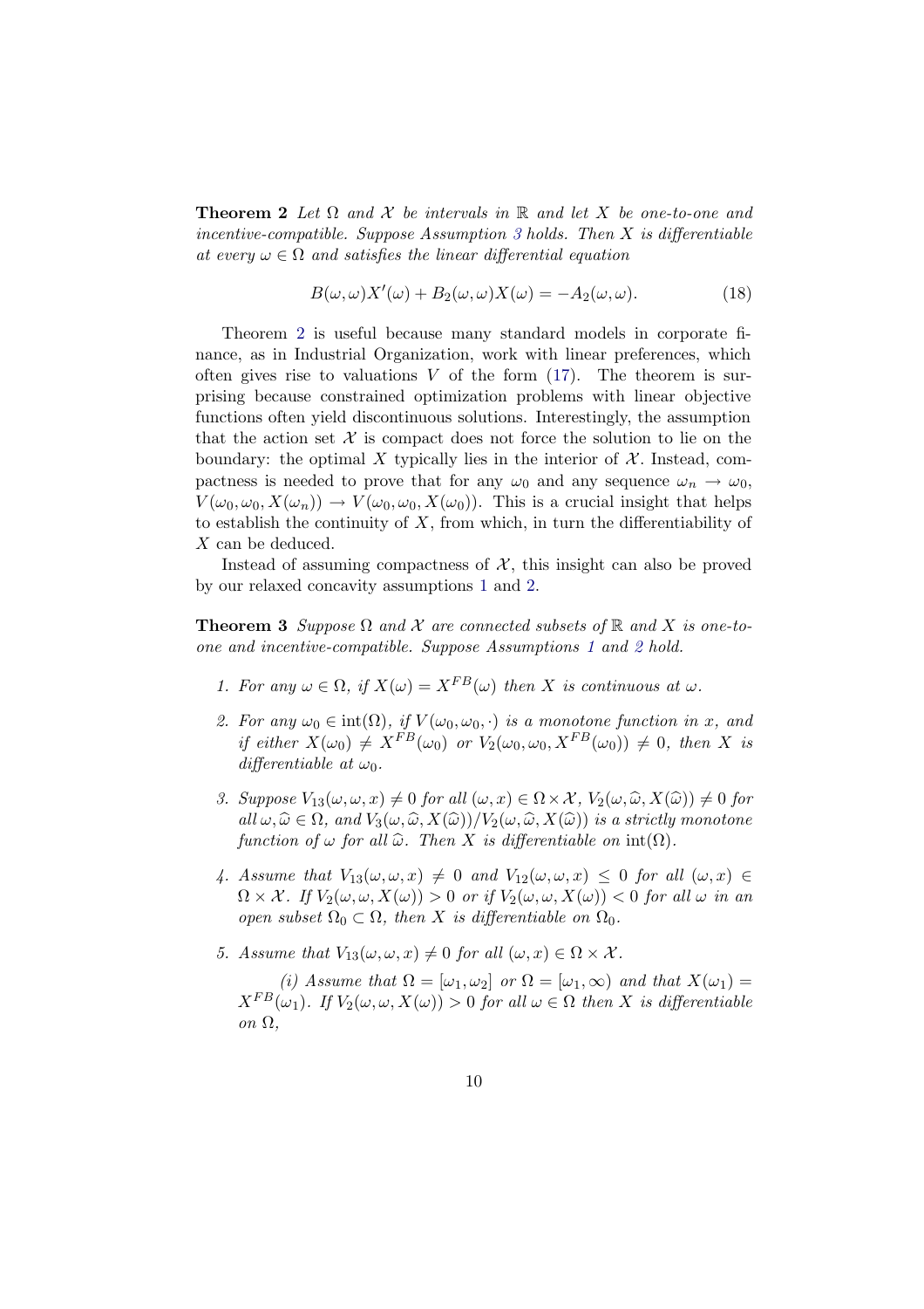**Theorem 2** *Let $\Omega$ and $\mathcal{X}$ be intervals in $\mathbb{R}$ and let $X$ be one-to-one and incentive-compatible. Suppose Assumption 3 holds. Then $X$ is differentiable at every $\omega \in \Omega$ and satisfies the linear differential equation*

$$B(\omega, \omega)X'(\omega) + B_2(\omega, \omega)X(\omega) = -A_2(\omega, \omega). \tag{18}$$

Theorem 2 is useful because many standard models in corporate finance, as in Industrial Organization, work with linear preferences, which often gives rise to valuations $V$ of the form (17). The theorem is surprising because constrained optimization problems with linear objective functions often yield discontinuous solutions. Interestingly, the assumption that the action set $\mathcal{X}$ is compact does not force the solution to lie on the boundary: the optimal $X$ typically lies in the interior of $\mathcal{X}$. Instead, compactness is needed to prove that for any $\omega_0$ and any sequence $\omega_n \to \omega_0$, $V(\omega_0, \omega_0, X(\omega_n)) \to V(\omega_0, \omega_0, X(\omega_0))$. This is a crucial insight that helps to establish the continuity of $X$, from which, in turn the differentiability of $X$ can be deduced.

Instead of assuming compactness of $\mathcal{X}$, this insight can also be proved by our relaxed concavity assumptions 1 and 2.

**Theorem 3** *Suppose $\Omega$ and $\mathcal{X}$ are connected subsets of $\mathbb{R}$ and $X$ is one-to-one and incentive-compatible. Suppose Assumptions 1 and 2 hold.*

1. *For any $\omega \in \Omega$, if $X(\omega) = X^{FB}(\omega)$ then $X$ is continuous at $\omega$.*

2. *For any $\omega_0 \in \text{int}(\Omega)$, if $V(\omega_0, \omega_0, \cdot)$ is a monotone function in $x$, and if either $X(\omega_0) \neq X^{FB}(\omega_0)$ or $V_2(\omega_0, \omega_0, X^{FB}(\omega_0)) \neq 0$, then $X$ is differentiable at $\omega_0$.*

3. *Suppose $V_{13}(\omega, \omega, x) \neq 0$ for all $(\omega, x) \in \Omega \times \mathcal{X}$, $V_2(\omega, \widehat{\omega}, X(\widehat{\omega})) \neq 0$ for all $\omega, \widehat{\omega} \in \Omega$, and $V_3(\omega, \widehat{\omega}, X(\widehat{\omega}))/V_2(\omega, \widehat{\omega}, X(\widehat{\omega}))$ is a strictly monotone function of $\omega$ for all $\widehat{\omega}$. Then $X$ is differentiable on $\text{int}(\Omega)$.*

4. *Assume that $V_{13}(\omega, \omega, x) \neq 0$ and $V_{12}(\omega, \omega, x) \leq 0$ for all $(\omega, x) \in \Omega \times \mathcal{X}$. If $V_2(\omega, \omega, X(\omega)) > 0$ or if $V_2(\omega, \omega, X(\omega)) < 0$ for all $\omega$ in an open subset $\Omega_0 \subset \Omega$, then $X$ is differentiable on $\Omega_0$.*

5. *Assume that $V_{13}(\omega, \omega, x) \neq 0$ for all $(\omega, x) \in \Omega \times \mathcal{X}$.*

   *(i) Assume that $\Omega = [\omega_1, \omega_2]$ or $\Omega = [\omega_1, \infty)$ and that $X(\omega_1) = X^{FB}(\omega_1)$. If $V_2(\omega, \omega, X(\omega)) > 0$ for all $\omega \in \Omega$ then $X$ is differentiable on $\Omega$,*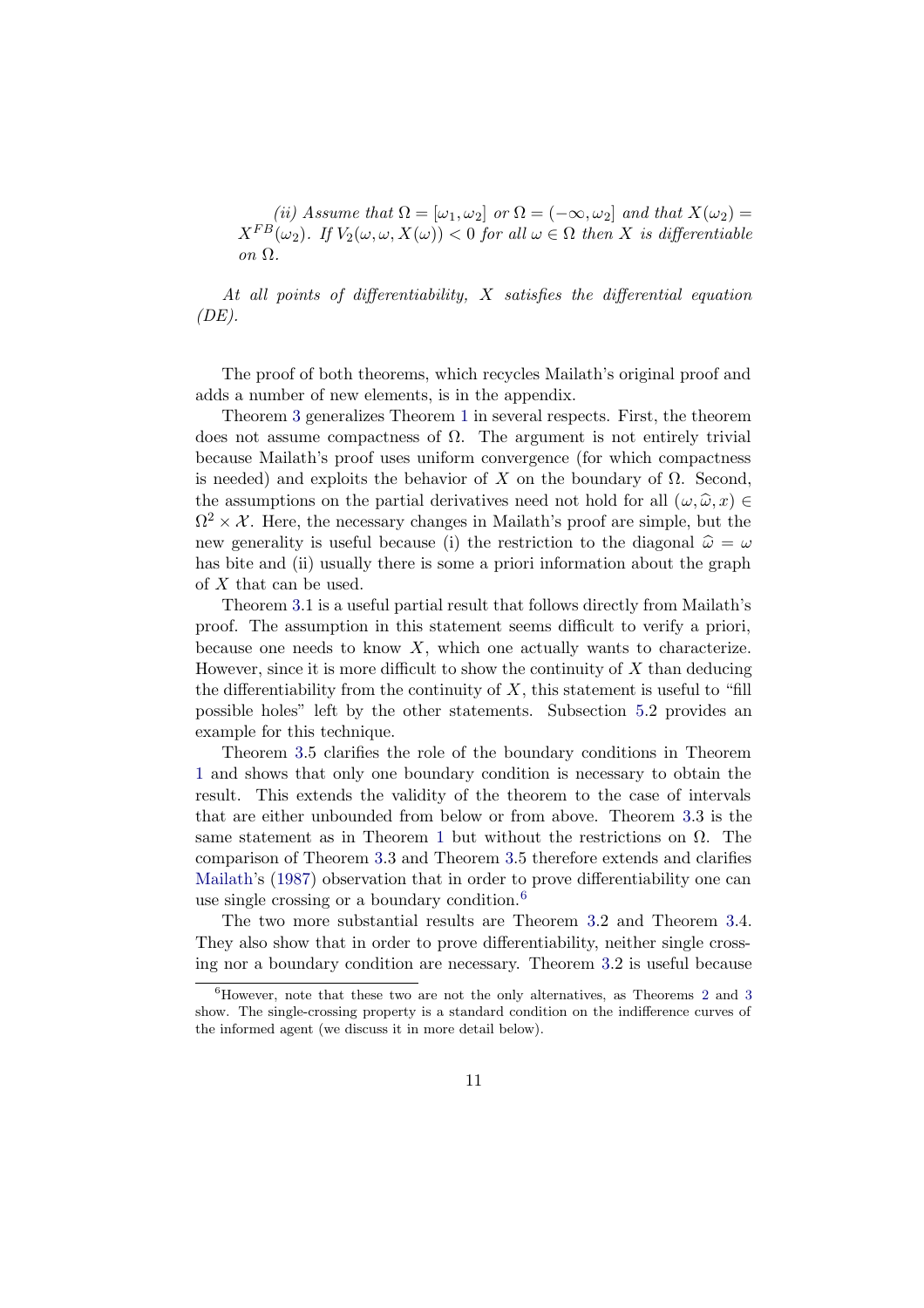*(ii) Assume that $\Omega = [\omega_1, \omega_2]$ or $\Omega = (-\infty, \omega_2]$ and that $X(\omega_2) = X^{FB}(\omega_2)$. If $V_2(\omega, \omega, X(\omega)) < 0$ for all $\omega \in \Omega$ then $X$ is differentiable on $\Omega$.*

*At all points of differentiability, $X$ satisfies the differential equation (DE).*

The proof of both theorems, which recycles Mailath's original proof and adds a number of new elements, is in the appendix.

Theorem 3 generalizes Theorem 1 in several respects. First, the theorem does not assume compactness of $\Omega$. The argument is not entirely trivial because Mailath's proof uses uniform convergence (for which compactness is needed) and exploits the behavior of $X$ on the boundary of $\Omega$. Second, the assumptions on the partial derivatives need not hold for all $(\omega, \widehat{\omega}, x) \in \Omega^2 \times \mathcal{X}$. Here, the necessary changes in Mailath's proof are simple, but the new generality is useful because (i) the restriction to the diagonal $\widehat{\omega} = \omega$ has bite and (ii) usually there is some a priori information about the graph of $X$ that can be used.

Theorem 3.1 is a useful partial result that follows directly from Mailath's proof. The assumption in this statement seems difficult to verify a priori, because one needs to know $X$, which one actually wants to characterize. However, since it is more difficult to show the continuity of $X$ than deducing the differentiability from the continuity of $X$, this statement is useful to "fill possible holes" left by the other statements. Subsection 5.2 provides an example for this technique.

Theorem 3.5 clarifies the role of the boundary conditions in Theorem 1 and shows that only one boundary condition is necessary to obtain the result. This extends the validity of the theorem to the case of intervals that are either unbounded from below or from above. Theorem 3.3 is the same statement as in Theorem 1 but without the restrictions on $\Omega$. The comparison of Theorem 3.3 and Theorem 3.5 therefore extends and clarifies Mailath's (1987) observation that in order to prove differentiability one can use single crossing or a boundary condition.[6]

The two more substantial results are Theorem 3.2 and Theorem 3.4. They also show that in order to prove differentiability, neither single crossing nor a boundary condition are necessary. Theorem 3.2 is useful because

[6] However, note that these two are not the only alternatives, as Theorems 2 and 3 show. The single-crossing property is a standard condition on the indifference curves of the informed agent (we discuss it in more detail below).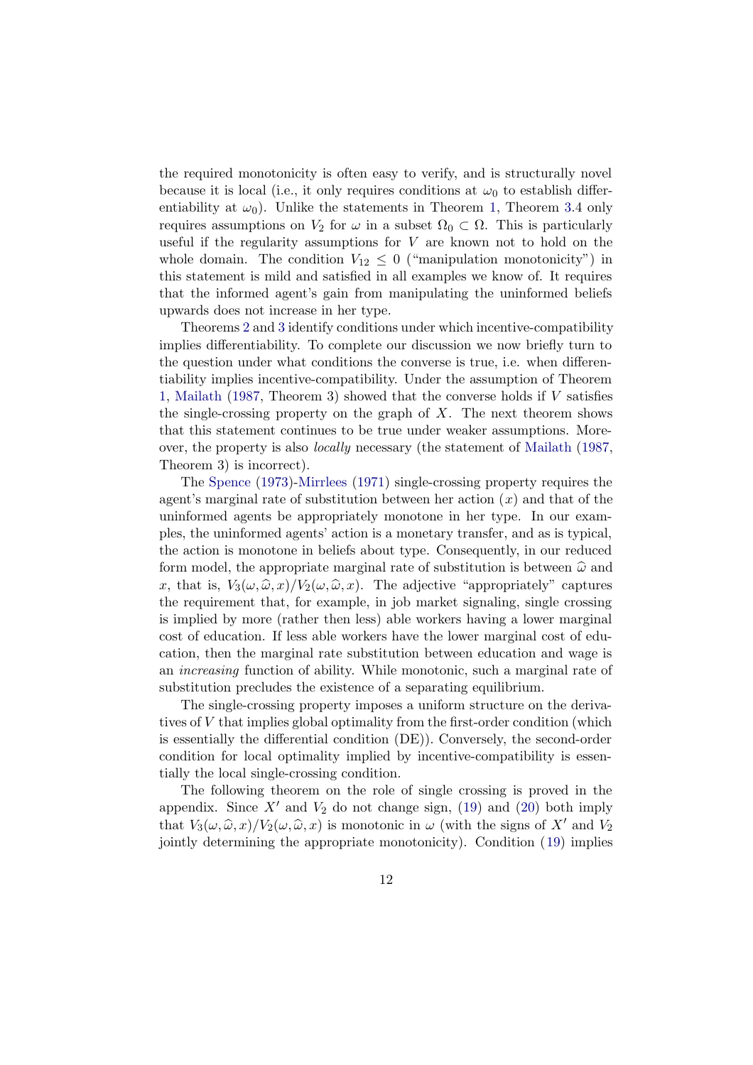the required monotonicity is often easy to verify, and is structurally novel because it is local (i.e., it only requires conditions at $\omega_0$ to establish differentiability at $\omega_0$). Unlike the statements in Theorem 1, Theorem 3.4 only requires assumptions on $V_2$ for $\omega$ in a subset $\Omega_0 \subset \Omega$. This is particularly useful if the regularity assumptions for $V$ are known not to hold on the whole domain. The condition $V_{12} \leq 0$ ("manipulation monotonicity") in this statement is mild and satisfied in all examples we know of. It requires that the informed agent's gain from manipulating the uninformed beliefs upwards does not increase in her type.

Theorems 2 and 3 identify conditions under which incentive-compatibility implies differentiability. To complete our discussion we now briefly turn to the question under what conditions the converse is true, i.e. when differentiability implies incentive-compatibility. Under the assumption of Theorem 1, Mailath (1987, Theorem 3) showed that the converse holds if $V$ satisfies the single-crossing property on the graph of $X$. The next theorem shows that this statement continues to be true under weaker assumptions. Moreover, the property is also *locally* necessary (the statement of Mailath (1987, Theorem 3) is incorrect).

The Spence (1973)-Mirrlees (1971) single-crossing property requires the agent's marginal rate of substitution between her action ($x$) and that of the uninformed agents be appropriately monotone in her type. In our examples, the uninformed agents' action is a monetary transfer, and as is typical, the action is monotone in beliefs about type. Consequently, in our reduced form model, the appropriate marginal rate of substitution is between $\widehat{\omega}$ and $x$, that is, $V_3(\omega, \widehat{\omega}, x)/V_2(\omega, \widehat{\omega}, x)$. The adjective "appropriately" captures the requirement that, for example, in job market signaling, single crossing is implied by more (rather then less) able workers having a lower marginal cost of education. If less able workers have the lower marginal cost of education, then the marginal rate substitution between education and wage is an *increasing* function of ability. While monotonic, such a marginal rate of substitution precludes the existence of a separating equilibrium.

The single-crossing property imposes a uniform structure on the derivatives of $V$ that implies global optimality from the first-order condition (which is essentially the differential condition (DE)). Conversely, the second-order condition for local optimality implied by incentive-compatibility is essentially the local single-crossing condition.

The following theorem on the role of single crossing is proved in the appendix. Since $X'$ and $V_2$ do not change sign, (19) and (20) both imply that $V_3(\omega, \widehat{\omega}, x)/V_2(\omega, \widehat{\omega}, x)$ is monotonic in $\omega$ (with the signs of $X'$ and $V_2$ jointly determining the appropriate monotonicity). Condition (19) implies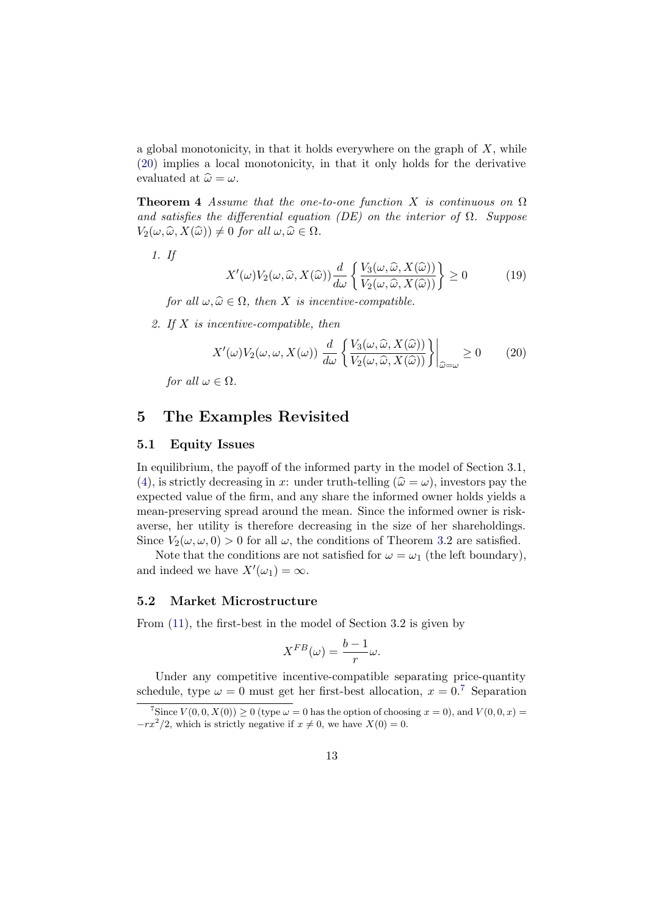a global monotonicity, in that it holds everywhere on the graph of $X$, while (20) implies a local monotonicity, in that it only holds for the derivative evaluated at $\widehat{\omega} = \omega$.

**Theorem 4** *Assume that the one-to-one function $X$ is continuous on $\Omega$ and satisfies the differential equation (DE) on the interior of $\Omega$. Suppose $V_2(\omega, \widehat{\omega}, X(\widehat{\omega})) \neq 0$ for all $\omega, \widehat{\omega} \in \Omega$.*

1. *If*
$$X'(\omega) V_2(\omega, \widehat{\omega}, X(\widehat{\omega})) \frac{d}{d\omega} \left\{ \frac{V_3(\omega, \widehat{\omega}, X(\widehat{\omega}))}{V_2(\omega, \widehat{\omega}, X(\widehat{\omega}))} \right\} \geq 0 \qquad (19)$$
*for all $\omega, \widehat{\omega} \in \Omega$, then $X$ is incentive-compatible.*

2. *If $X$ is incentive-compatible, then*
$$X'(\omega) V_2(\omega, \omega, X(\omega)) \left. \frac{d}{d\omega} \left\{ \frac{V_3(\omega, \widehat{\omega}, X(\widehat{\omega}))}{V_2(\omega, \widehat{\omega}, X(\widehat{\omega}))} \right\} \right|_{\widehat{\omega}=\omega} \geq 0 \qquad (20)$$
*for all $\omega \in \Omega$.*

# 5 The Examples Revisited

## 5.1 Equity Issues

In equilibrium, the payoff of the informed party in the model of Section 3.1, (4), is strictly decreasing in $x$: under truth-telling ($\widehat{\omega} = \omega$), investors pay the expected value of the firm, and any share the informed owner holds yields a mean-preserving spread around the mean. Since the informed owner is risk-averse, her utility is therefore decreasing in the size of her shareholdings. Since $V_2(\omega, \omega, 0) > 0$ for all $\omega$, the conditions of Theorem 3.2 are satisfied.

Note that the conditions are not satisfied for $\omega = \omega_1$ (the left boundary), and indeed we have $X'(\omega_1) = \infty$.

## 5.2 Market Microstructure

From (11), the first-best in the model of Section 3.2 is given by

$$X^{FB}(\omega) = \frac{b-1}{r} \omega.$$

Under any competitive incentive-compatible separating price-quantity schedule, type $\omega = 0$ must get her first-best allocation, $x = 0$.[7] Separation

[7] Since $V(0, 0, X(0)) \geq 0$ (type $\omega = 0$ has the option of choosing $x = 0$), and $V(0, 0, x) = -rx^2/2$, which is strictly negative if $x \neq 0$, we have $X(0) = 0$.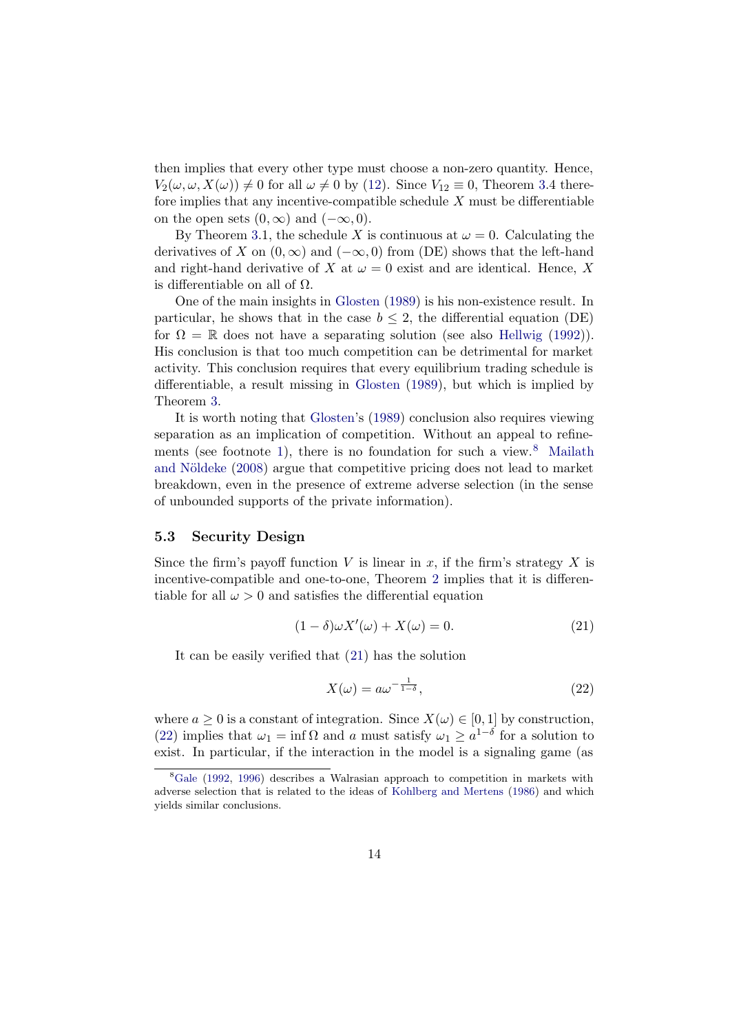then implies that every other type must choose a non-zero quantity. Hence, $V_2(\omega, \omega, X(\omega)) \neq 0$ for all $\omega \neq 0$ by (12). Since $V_{12} \equiv 0$, Theorem 3.4 therefore implies that any incentive-compatible schedule $X$ must be differentiable on the open sets $(0, \infty)$ and $(-\infty, 0)$.

By Theorem 3.1, the schedule $X$ is continuous at $\omega = 0$. Calculating the derivatives of $X$ on $(0, \infty)$ and $(-\infty, 0)$ from (DE) shows that the left-hand and right-hand derivative of $X$ at $\omega = 0$ exist and are identical. Hence, $X$ is differentiable on all of $\Omega$.

One of the main insights in Glosten (1989) is his non-existence result. In particular, he shows that in the case $b \leq 2$, the differential equation (DE) for $\Omega = \mathbb{R}$ does not have a separating solution (see also Hellwig (1992)). His conclusion is that too much competition can be detrimental for market activity. This conclusion requires that every equilibrium trading schedule is differentiable, a result missing in Glosten (1989), but which is implied by Theorem 3.

It is worth noting that Glosten's (1989) conclusion also requires viewing separation as an implication of competition. Without an appeal to refinements (see footnote 1), there is no foundation for such a view.[8] Mailath and Nöldeke (2008) argue that competitive pricing does not lead to market breakdown, even in the presence of extreme adverse selection (in the sense of unbounded supports of the private information).

### 5.3 Security Design

Since the firm's payoff function $V$ is linear in $x$, if the firm's strategy $X$ is incentive-compatible and one-to-one, Theorem 2 implies that it is differentiable for all $\omega > 0$ and satisfies the differential equation

$$(1 - \delta)\omega X'(\omega) + X(\omega) = 0. \tag{21}$$

It can be easily verified that (21) has the solution

$$X(\omega) = a\omega^{-\frac{1}{1-\delta}}, \tag{22}$$

where $a \geq 0$ is a constant of integration. Since $X(\omega) \in [0, 1]$ by construction, (22) implies that $\omega_1 = \inf \Omega$ and $a$ must satisfy $\omega_1 \geq a^{1-\delta}$ for a solution to exist. In particular, if the interaction in the model is a signaling game (as

[8] Gale (1992, 1996) describes a Walrasian approach to competition in markets with adverse selection that is related to the ideas of Kohlberg and Mertens (1986) and which yields similar conclusions.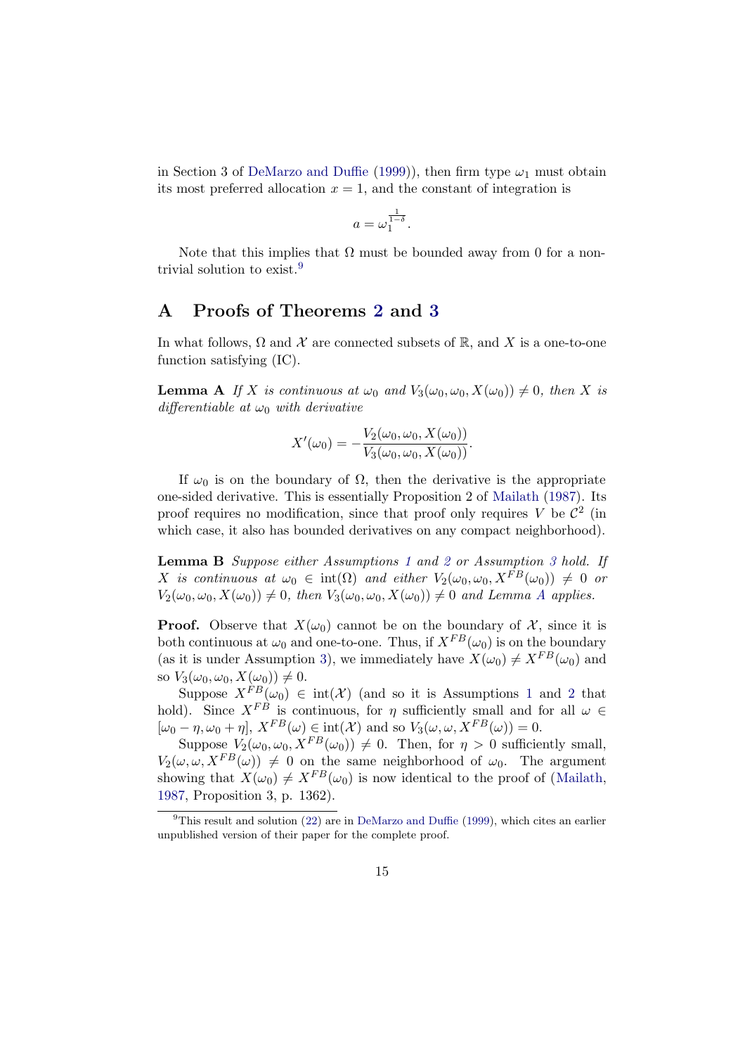in Section 3 of DeMarzo and Duffie (1999)), then firm type $\omega_1$ must obtain its most preferred allocation $x = 1$, and the constant of integration is

$$a = \omega_1^{\frac{1}{1-\delta}}.$$

Note that this implies that $\Omega$ must be bounded away from 0 for a nontrivial solution to exist.[9]

# A Proofs of Theorems 2 and 3

In what follows, $\Omega$ and $\mathcal{X}$ are connected subsets of $\mathbb{R}$, and $X$ is a one-to-one function satisfying (IC).

**Lemma A** *If $X$ is continuous at $\omega_0$ and $V_3(\omega_0, \omega_0, X(\omega_0)) \neq 0$, then $X$ is differentiable at $\omega_0$ with derivative*

$$X'(\omega_0) = -\frac{V_2(\omega_0, \omega_0, X(\omega_0))}{V_3(\omega_0, \omega_0, X(\omega_0))}.$$

If $\omega_0$ is on the boundary of $\Omega$, then the derivative is the appropriate one-sided derivative. This is essentially Proposition 2 of Mailath (1987). Its proof requires no modification, since that proof only requires $V$ be $\mathcal{C}^2$ (in which case, it also has bounded derivatives on any compact neighborhood).

**Lemma B** *Suppose either Assumptions 1 and 2 or Assumption 3 hold. If $X$ is continuous at $\omega_0 \in \text{int}(\Omega)$ and either $V_2(\omega_0, \omega_0, X^{FB}(\omega_0)) \neq 0$ or $V_2(\omega_0, \omega_0, X(\omega_0)) \neq 0$, then $V_3(\omega_0, \omega_0, X(\omega_0)) \neq 0$ and Lemma A applies.*

**Proof.** Observe that $X(\omega_0)$ cannot be on the boundary of $\mathcal{X}$, since it is both continuous at $\omega_0$ and one-to-one. Thus, if $X^{FB}(\omega_0)$ is on the boundary (as it is under Assumption 3), we immediately have $X(\omega_0) \neq X^{FB}(\omega_0)$ and so $V_3(\omega_0, \omega_0, X(\omega_0)) \neq 0$.

Suppose $X^{FB}(\omega_0) \in \text{int}(\mathcal{X})$ (and so it is Assumptions 1 and 2 that hold). Since $X^{FB}$ is continuous, for $\eta$ sufficiently small and for all $\omega \in [\omega_0 - \eta, \omega_0 + \eta]$, $X^{FB}(\omega) \in \text{int}(\mathcal{X})$ and so $V_3(\omega, \omega, X^{FB}(\omega)) = 0$.

Suppose $V_2(\omega_0, \omega_0, X^{FB}(\omega_0)) \neq 0$. Then, for $\eta > 0$ sufficiently small, $V_2(\omega, \omega, X^{FB}(\omega)) \neq 0$ on the same neighborhood of $\omega_0$. The argument showing that $X(\omega_0) \neq X^{FB}(\omega_0)$ is now identical to the proof of (Mailath, 1987, Proposition 3, p. 1362).

[9] This result and solution (22) are in DeMarzo and Duffie (1999), which cites an earlier unpublished version of their paper for the complete proof.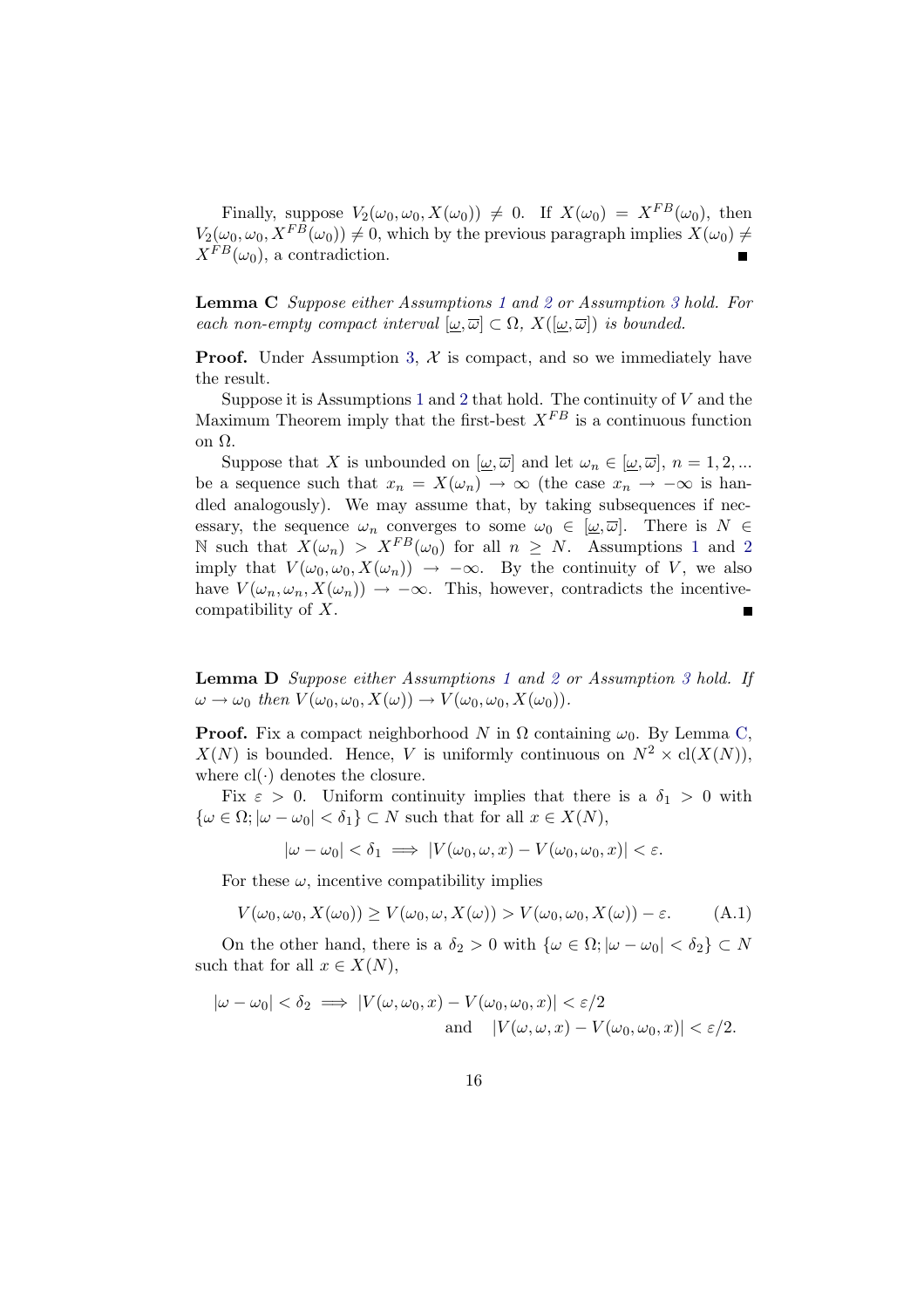Finally, suppose $V_2(\omega_0, \omega_0, X(\omega_0)) \neq 0$. If $X(\omega_0) = X^{FB}(\omega_0)$, then $V_2(\omega_0, \omega_0, X^{FB}(\omega_0)) \neq 0$, which by the previous paragraph implies $X(\omega_0) \neq X^{FB}(\omega_0)$, a contradiction. ∎

**Lemma C** *Suppose either Assumptions 1 and 2 or Assumption 3 hold. For each non-empty compact interval $[\underline{\omega}, \overline{\omega}] \subset \Omega$, $X([\underline{\omega}, \overline{\omega}])$ is bounded.*

**Proof.** Under Assumption 3, $\mathcal{X}$ is compact, and so we immediately have the result.

Suppose it is Assumptions 1 and 2 that hold. The continuity of $V$ and the Maximum Theorem imply that the first-best $X^{FB}$ is a continuous function on $\Omega$.

Suppose that $X$ is unbounded on $[\underline{\omega}, \overline{\omega}]$ and let $\omega_n \in [\underline{\omega}, \overline{\omega}]$, $n = 1, 2, ...$ be a sequence such that $x_n = X(\omega_n) \to \infty$ (the case $x_n \to -\infty$ is handled analogously). We may assume that, by taking subsequences if necessary, the sequence $\omega_n$ converges to some $\omega_0 \in [\underline{\omega}, \overline{\omega}]$. There is $N \in \mathbb{N}$ such that $X(\omega_n) > X^{FB}(\omega_0)$ for all $n \geq N$. Assumptions 1 and 2 imply that $V(\omega_0, \omega_0, X(\omega_n)) \to -\infty$. By the continuity of $V$, we also have $V(\omega_n, \omega_n, X(\omega_n)) \to -\infty$. This, however, contradicts the incentive-compatibility of $X$. ∎

**Lemma D** *Suppose either Assumptions 1 and 2 or Assumption 3 hold. If $\omega \to \omega_0$ then $V(\omega_0, \omega_0, X(\omega)) \to V(\omega_0, \omega_0, X(\omega_0))$.*

**Proof.** Fix a compact neighborhood $N$ in $\Omega$ containing $\omega_0$. By Lemma C, $X(N)$ is bounded. Hence, $V$ is uniformly continuous on $N^2 \times \text{cl}(X(N))$, where $\text{cl}(\cdot)$ denotes the closure.

Fix $\varepsilon > 0$. Uniform continuity implies that there is a $\delta_1 > 0$ with $\{\omega \in \Omega; |\omega - \omega_0| < \delta_1\} \subset N$ such that for all $x \in X(N)$,

$$|\omega - \omega_0| < \delta_1 \implies |V(\omega_0, \omega, x) - V(\omega_0, \omega_0, x)| < \varepsilon.$$

For these $\omega$, incentive compatibility implies

$$V(\omega_0, \omega_0, X(\omega_0)) \geq V(\omega_0, \omega, X(\omega)) > V(\omega_0, \omega_0, X(\omega)) - \varepsilon. \tag{A.1}$$

On the other hand, there is a $\delta_2 > 0$ with $\{\omega \in \Omega; |\omega - \omega_0| < \delta_2\} \subset N$ such that for all $x \in X(N)$,

$$|\omega - \omega_0| < \delta_2 \implies |V(\omega, \omega_0, x) - V(\omega_0, \omega_0, x)| < \varepsilon/2$$
$$\text{and} \quad |V(\omega, \omega, x) - V(\omega_0, \omega_0, x)| < \varepsilon/2.$$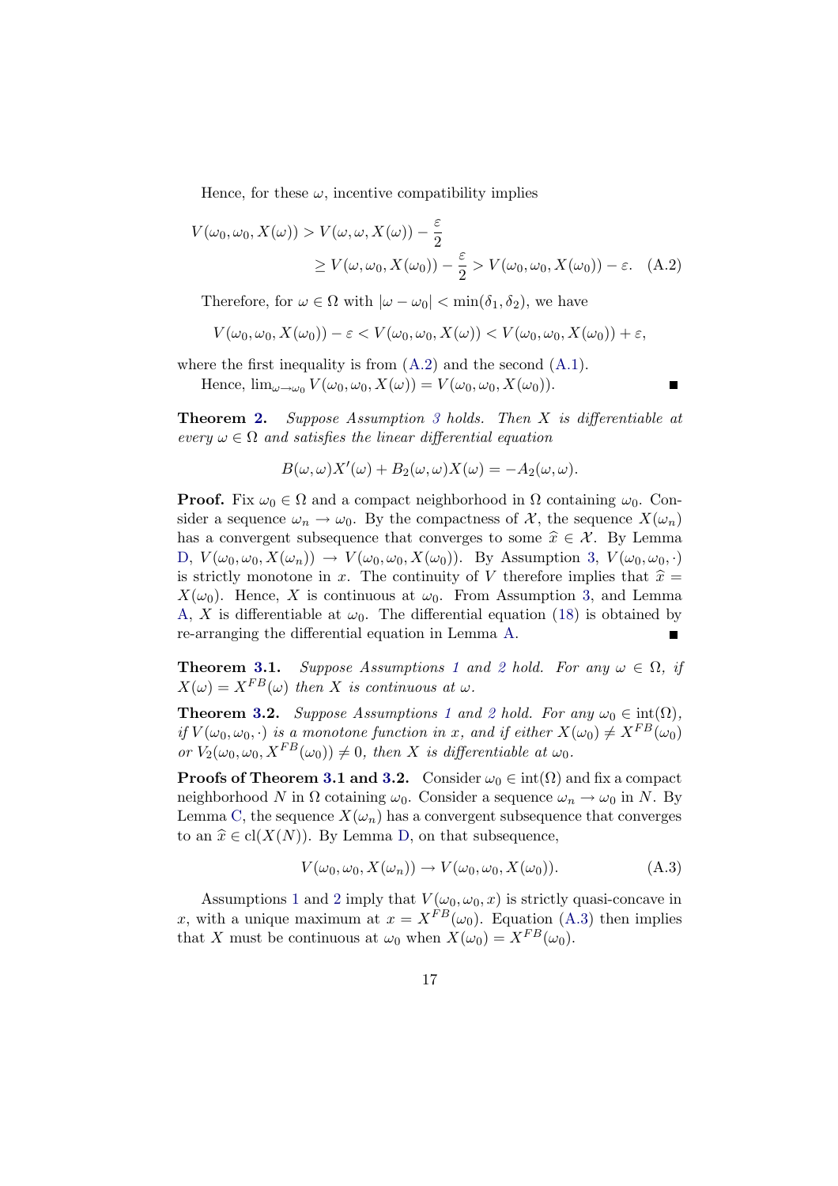Hence, for these $\omega$, incentive compatibility implies

$$
\begin{aligned}
V(\omega_0, \omega_0, X(\omega)) &> V(\omega, \omega, X(\omega)) - \frac{\varepsilon}{2} \\
&\geq V(\omega, \omega_0, X(\omega_0)) - \frac{\varepsilon}{2} > V(\omega_0, \omega_0, X(\omega_0)) - \varepsilon. \quad \text{(A.2)}
\end{aligned}
$$

Therefore, for $\omega \in \Omega$ with $|\omega - \omega_0| < \min(\delta_1, \delta_2)$, we have

$$
V(\omega_0, \omega_0, X(\omega_0)) - \varepsilon < V(\omega_0, \omega_0, X(\omega)) < V(\omega_0, \omega_0, X(\omega_0)) + \varepsilon,
$$

where the first inequality is from (A.2) and the second (A.1).

Hence, $\lim_{\omega \to \omega_0} V(\omega_0, \omega_0, X(\omega)) = V(\omega_0, \omega_0, X(\omega_0))$. ∎

**Theorem 2.** *Suppose Assumption 3 holds. Then $X$ is differentiable at every $\omega \in \Omega$ and satisfies the linear differential equation*

$$
B(\omega, \omega)X'(\omega) + B_2(\omega, \omega)X(\omega) = -A_2(\omega, \omega).
$$

**Proof.** Fix $\omega_0 \in \Omega$ and a compact neighborhood in $\Omega$ containing $\omega_0$. Consider a sequence $\omega_n \to \omega_0$. By the compactness of $\mathcal{X}$, the sequence $X(\omega_n)$ has a convergent subsequence that converges to some $\widehat{x} \in \mathcal{X}$. By Lemma D, $V(\omega_0, \omega_0, X(\omega_n)) \to V(\omega_0, \omega_0, X(\omega_0))$. By Assumption 3, $V(\omega_0, \omega_0, \cdot)$ is strictly monotone in $x$. The continuity of $V$ therefore implies that $\widehat{x} = X(\omega_0)$. Hence, $X$ is continuous at $\omega_0$. From Assumption 3, and Lemma A, $X$ is differentiable at $\omega_0$. The differential equation (18) is obtained by re-arranging the differential equation in Lemma A. ∎

**Theorem 3.1.** *Suppose Assumptions 1 and 2 hold. For any $\omega \in \Omega$, if $X(\omega) = X^{FB}(\omega)$ then $X$ is continuous at $\omega$.*

**Theorem 3.2.** *Suppose Assumptions 1 and 2 hold. For any $\omega_0 \in \text{int}(\Omega)$, if $V(\omega_0, \omega_0, \cdot)$ is a monotone function in $x$, and if either $X(\omega_0) \neq X^{FB}(\omega_0)$ or $V_2(\omega_0, \omega_0, X^{FB}(\omega_0)) \neq 0$, then $X$ is differentiable at $\omega_0$.*

**Proofs of Theorem 3.1 and 3.2.** Consider $\omega_0 \in \text{int}(\Omega)$ and fix a compact neighborhood $N$ in $\Omega$ cotaining $\omega_0$. Consider a sequence $\omega_n \to \omega_0$ in $N$. By Lemma C, the sequence $X(\omega_n)$ has a convergent subsequence that converges to an $\widehat{x} \in \text{cl}(X(N))$. By Lemma D, on that subsequence,

$$
V(\omega_0, \omega_0, X(\omega_n)) \to V(\omega_0, \omega_0, X(\omega_0)). \tag{A.3}
$$

Assumptions 1 and 2 imply that $V(\omega_0, \omega_0, x)$ is strictly quasi-concave in $x$, with a unique maximum at $x = X^{FB}(\omega_0)$. Equation (A.3) then implies that $X$ must be continuous at $\omega_0$ when $X(\omega_0) = X^{FB}(\omega_0)$.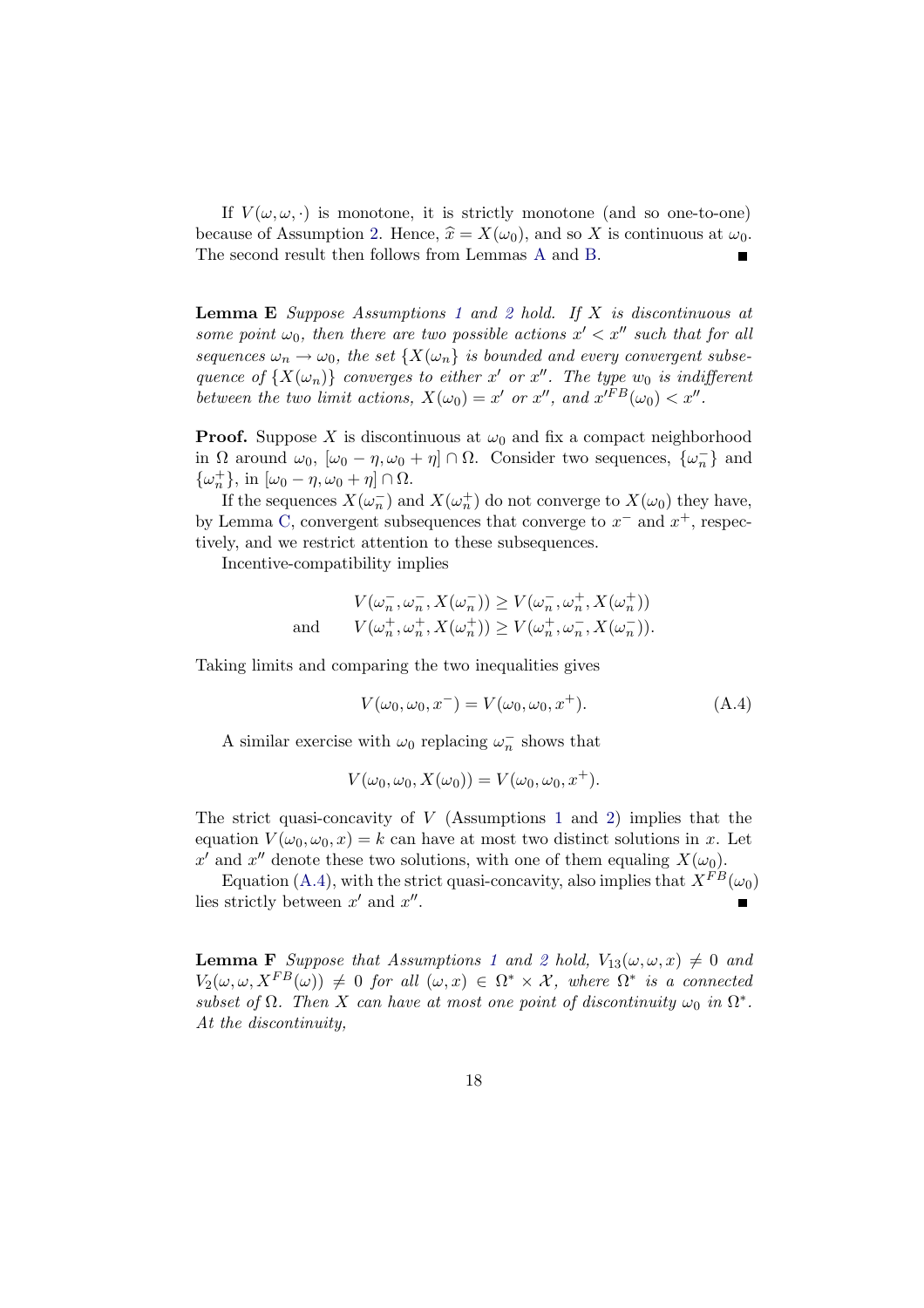If $V(\omega, \omega, \cdot)$ is monotone, it is strictly monotone (and so one-to-one) because of Assumption 2. Hence, $\widehat{x} = X(\omega_0)$, and so $X$ is continuous at $\omega_0$. The second result then follows from Lemmas A and B. ■

**Lemma E** *Suppose Assumptions 1 and 2 hold. If $X$ is discontinuous at some point $\omega_0$, then there are two possible actions $x' < x''$ such that for all sequences $\omega_n \to \omega_0$, the set $\{X(\omega_n)\}$ is bounded and every convergent subsequence of $\{X(\omega_n)\}$ converges to either $x'$ or $x''$. The type $w_0$ is indifferent between the two limit actions, $X(\omega_0) = x'$ or $x''$, and $x'^{FB}(\omega_0) < x''$.*

**Proof.** Suppose $X$ is discontinuous at $\omega_0$ and fix a compact neighborhood in $\Omega$ around $\omega_0$, $[\omega_0 - \eta, \omega_0 + \eta] \cap \Omega$. Consider two sequences, $\{\omega_n^-\}$ and $\{\omega_n^+\}$, in $[\omega_0 - \eta, \omega_0 + \eta] \cap \Omega$.

If the sequences $X(\omega_n^-)$ and $X(\omega_n^+)$ do not converge to $X(\omega_0)$ they have, by Lemma C, convergent subsequences that converge to $x^-$ and $x^+$, respectively, and we restrict attention to these subsequences.

Incentive-compatibility implies

$$
\begin{aligned}
& V(\omega_n^-, \omega_n^-, X(\omega_n^-)) \geq V(\omega_n^-, \omega_n^+, X(\omega_n^+)) \\
\text{and} \qquad & V(\omega_n^+, \omega_n^+, X(\omega_n^+)) \geq V(\omega_n^+, \omega_n^-, X(\omega_n^-)).
\end{aligned}
$$

Taking limits and comparing the two inequalities gives

$$
V(\omega_0, \omega_0, x^-) = V(\omega_0, \omega_0, x^+). \tag{A.4}
$$

A similar exercise with $\omega_0$ replacing $\omega_n^-$ shows that

$$
V(\omega_0, \omega_0, X(\omega_0)) = V(\omega_0, \omega_0, x^+).
$$

The strict quasi-concavity of $V$ (Assumptions 1 and 2) implies that the equation $V(\omega_0, \omega_0, x) = k$ can have at most two distinct solutions in $x$. Let $x'$ and $x''$ denote these two solutions, with one of them equaling $X(\omega_0)$.

Equation (A.4), with the strict quasi-concavity, also implies that $X^{FB}(\omega_0)$ lies strictly between $x'$ and $x''$. ■

**Lemma F** *Suppose that Assumptions 1 and 2 hold, $V_{13}(\omega, \omega, x) \neq 0$ and $V_2(\omega, \omega, X^{FB}(\omega)) \neq 0$ for all $(\omega, x) \in \Omega^* \times \mathcal{X}$, where $\Omega^*$ is a connected subset of $\Omega$. Then $X$ can have at most one point of discontinuity $\omega_0$ in $\Omega^*$. At the discontinuity,*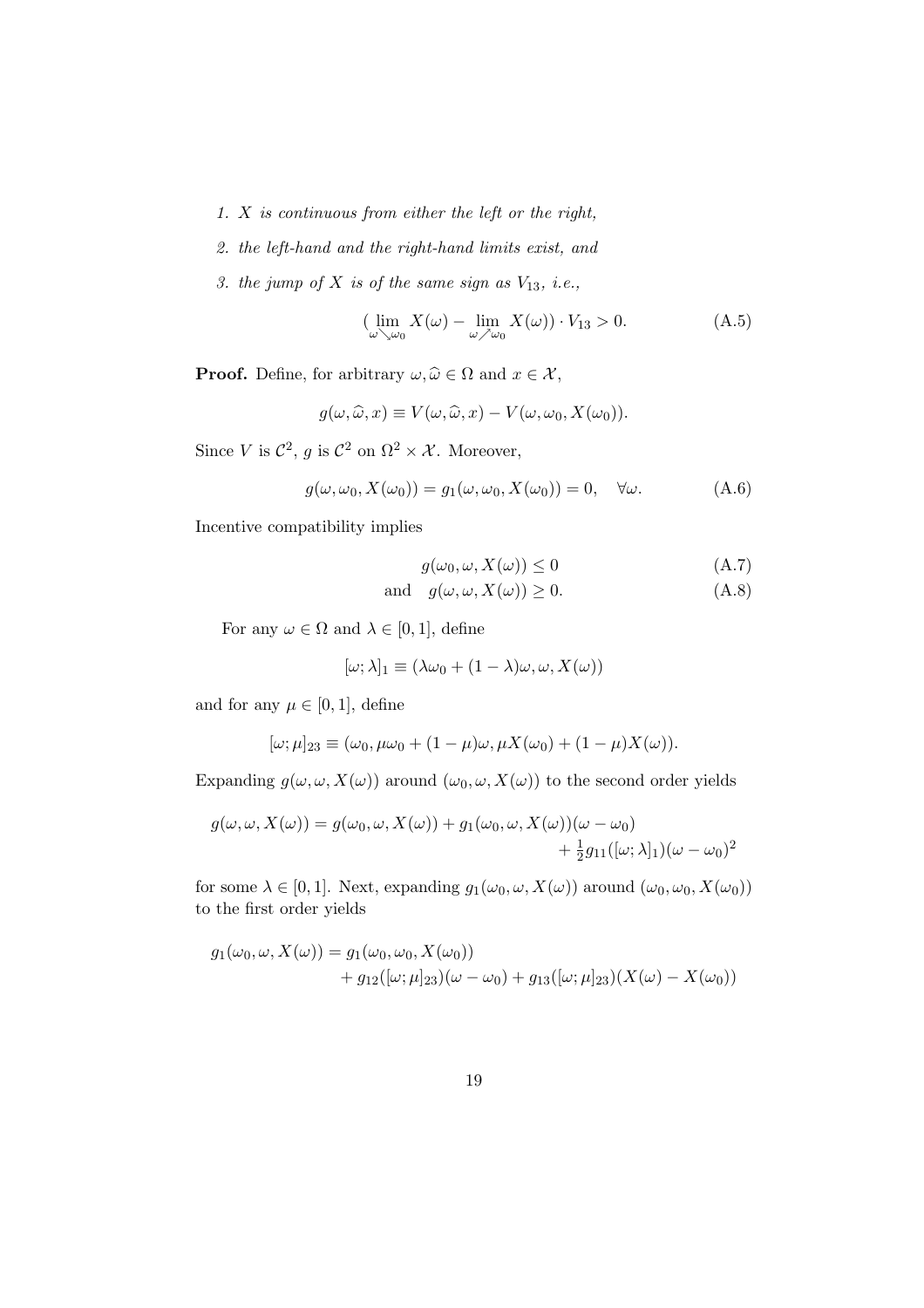1. *$X$ is continuous from either the left or the right,*
2. *the left-hand and the right-hand limits exist, and*
3. *the jump of $X$ is of the same sign as $V_{13}$, i.e.,*

$$(\lim_{\omega \searrow \omega_0} X(\omega) - \lim_{\omega \nearrow \omega_0} X(\omega)) \cdot V_{13} > 0. \tag{A.5}$$

**Proof.** Define, for arbitrary $\omega, \widehat{\omega} \in \Omega$ and $x \in \mathcal{X}$,

$$g(\omega, \widehat{\omega}, x) \equiv V(\omega, \widehat{\omega}, x) - V(\omega, \omega_0, X(\omega_0)).$$

Since $V$ is $\mathcal{C}^2$, $g$ is $\mathcal{C}^2$ on $\Omega^2 \times \mathcal{X}$. Moreover,

$$g(\omega, \omega_0, X(\omega_0)) = g_1(\omega, \omega_0, X(\omega_0)) = 0, \quad \forall \omega. \tag{A.6}$$

Incentive compatibility implies

$$g(\omega_0, \omega, X(\omega)) \leq 0 \tag{A.7}$$

$$\text{and} \quad g(\omega, \omega, X(\omega)) \geq 0. \tag{A.8}$$

For any $\omega \in \Omega$ and $\lambda \in [0, 1]$, define

$$[\omega; \lambda]_1 \equiv (\lambda \omega_0 + (1 - \lambda)\omega, \omega, X(\omega))$$

and for any $\mu \in [0, 1]$, define

$$[\omega; \mu]_{23} \equiv (\omega_0, \mu\omega_0 + (1 - \mu)\omega, \mu X(\omega_0) + (1 - \mu)X(\omega)).$$

Expanding $g(\omega, \omega, X(\omega))$ around $(\omega_0, \omega, X(\omega))$ to the second order yields

$$g(\omega, \omega, X(\omega)) = g(\omega_0, \omega, X(\omega)) + g_1(\omega_0, \omega, X(\omega))(\omega - \omega_0) + \tfrac{1}{2} g_{11}([\omega; \lambda]_1)(\omega - \omega_0)^2$$

for some $\lambda \in [0, 1]$. Next, expanding $g_1(\omega_0, \omega, X(\omega))$ around $(\omega_0, \omega_0, X(\omega_0))$ to the first order yields

$$g_1(\omega_0, \omega, X(\omega)) = g_1(\omega_0, \omega_0, X(\omega_0)) + g_{12}([\omega; \mu]_{23})(\omega - \omega_0) + g_{13}([\omega; \mu]_{23})(X(\omega) - X(\omega_0))$$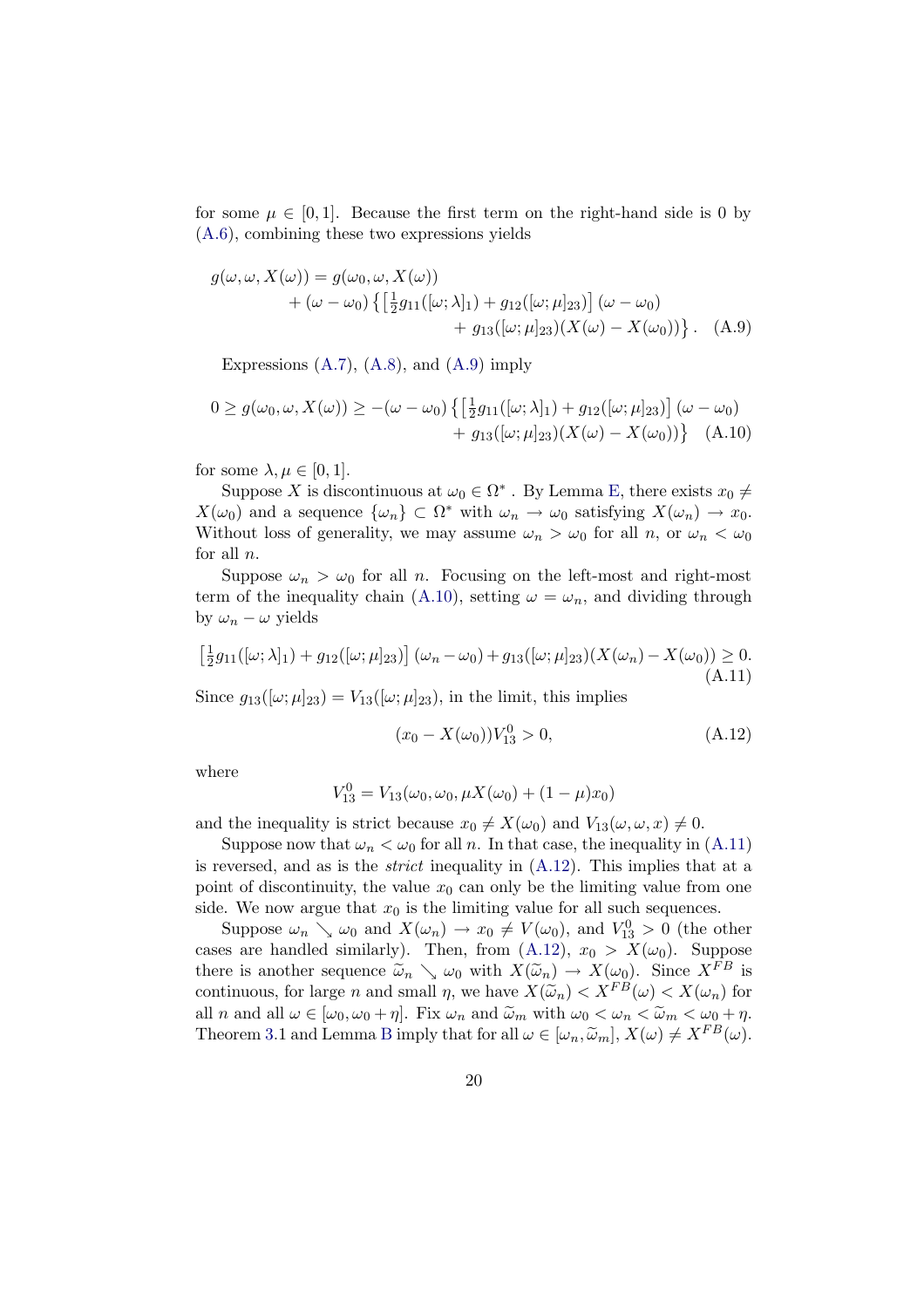for some $\mu \in [0,1]$. Because the first term on the right-hand side is 0 by (A.6), combining these two expressions yields

$$g(\omega, \omega, X(\omega)) = g(\omega_0, \omega, X(\omega)) + (\omega - \omega_0)\left\{\left[\tfrac{1}{2}g_{11}([\omega;\lambda]_1) + g_{12}([\omega;\mu]_{23})\right](\omega - \omega_0) + g_{13}([\omega;\mu]_{23})(X(\omega) - X(\omega_0))\right\}. \quad \text{(A.9)}$$

Expressions (A.7), (A.8), and (A.9) imply

$$0 \geq g(\omega_0, \omega, X(\omega)) \geq -(\omega - \omega_0)\left\{\left[\tfrac{1}{2}g_{11}([\omega;\lambda]_1) + g_{12}([\omega;\mu]_{23})\right](\omega - \omega_0) + g_{13}([\omega;\mu]_{23})(X(\omega) - X(\omega_0))\right\} \quad \text{(A.10)}$$

for some $\lambda, \mu \in [0,1]$.

Suppose $X$ is discontinuous at $\omega_0 \in \Omega^*$ . By Lemma E, there exists $x_0 \neq X(\omega_0)$ and a sequence $\{\omega_n\} \subset \Omega^*$ with $\omega_n \to \omega_0$ satisfying $X(\omega_n) \to x_0$. Without loss of generality, we may assume $\omega_n > \omega_0$ for all $n$, or $\omega_n < \omega_0$ for all $n$.

Suppose $\omega_n > \omega_0$ for all $n$. Focusing on the left-most and right-most term of the inequality chain (A.10), setting $\omega = \omega_n$, and dividing through by $\omega_n - \omega$ yields

$$\left[\tfrac{1}{2}g_{11}([\omega;\lambda]_1) + g_{12}([\omega;\mu]_{23})\right](\omega_n - \omega_0) + g_{13}([\omega;\mu]_{23})(X(\omega_n) - X(\omega_0)) \geq 0. \quad \text{(A.11)}$$

Since $g_{13}([\omega;\mu]_{23}) = V_{13}([\omega;\mu]_{23})$, in the limit, this implies

$$(x_0 - X(\omega_0))V_{13}^0 > 0, \quad \text{(A.12)}$$

where

$$V_{13}^0 = V_{13}(\omega_0, \omega_0, \mu X(\omega_0) + (1-\mu)x_0)$$

and the inequality is strict because $x_0 \neq X(\omega_0)$ and $V_{13}(\omega, \omega, x) \neq 0$.

Suppose now that $\omega_n < \omega_0$ for all $n$. In that case, the inequality in (A.11) is reversed, and as is the *strict* inequality in (A.12). This implies that at a point of discontinuity, the value $x_0$ can only be the limiting value from one side. We now argue that $x_0$ is the limiting value for all such sequences.

Suppose $\omega_n \searrow \omega_0$ and $X(\omega_n) \to x_0 \neq V(\omega_0)$, and $V_{13}^0 > 0$ (the other cases are handled similarly). Then, from (A.12), $x_0 > X(\omega_0)$. Suppose there is another sequence $\widetilde{\omega}_n \searrow \omega_0$ with $X(\widetilde{\omega}_n) \to X(\omega_0)$. Since $X^{FB}$ is continuous, for large $n$ and small $\eta$, we have $X(\widetilde{\omega}_n) < X^{FB}(\omega) < X(\omega_n)$ for all $n$ and all $\omega \in [\omega_0, \omega_0 + \eta]$. Fix $\omega_n$ and $\widetilde{\omega}_m$ with $\omega_0 < \omega_n < \widetilde{\omega}_m < \omega_0 + \eta$. Theorem 3.1 and Lemma B imply that for all $\omega \in [\omega_n, \widetilde{\omega}_m]$, $X(\omega) \neq X^{FB}(\omega)$.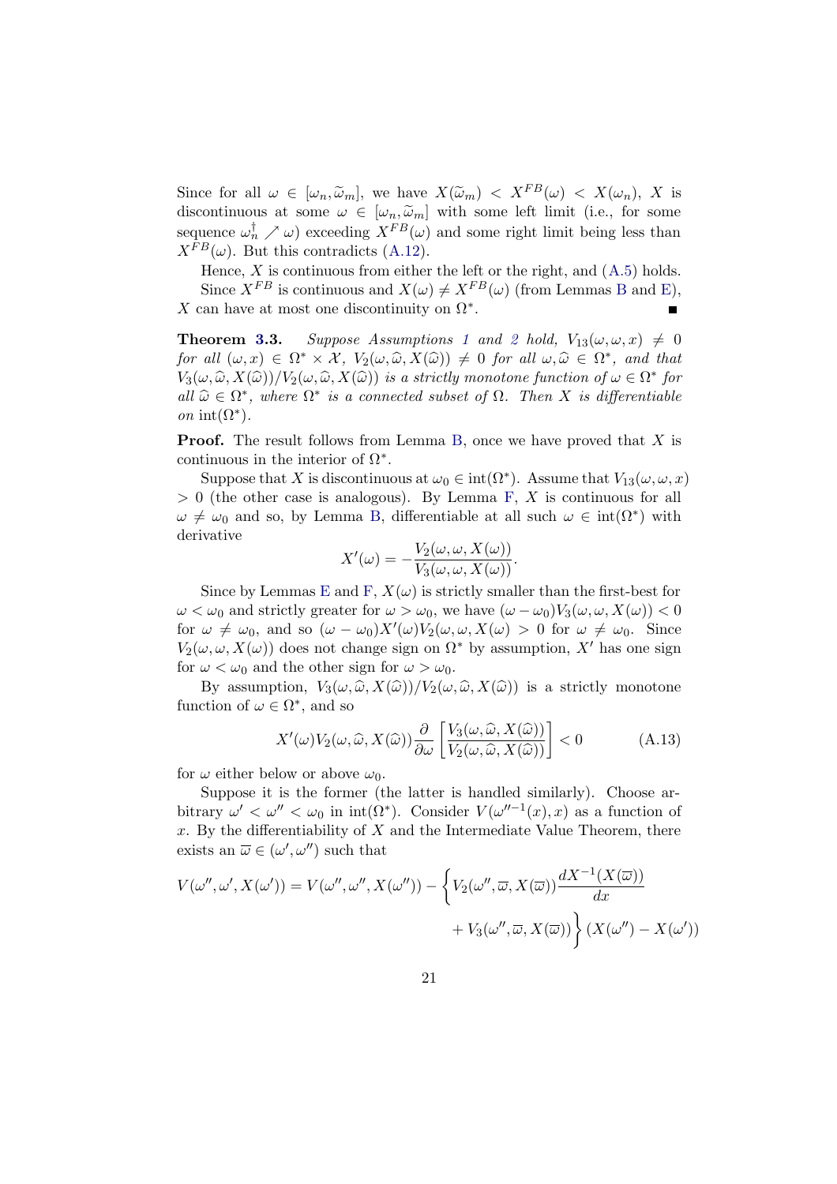Since for all $\omega \in [\omega_n, \widetilde{\omega}_m]$, we have $X(\widetilde{\omega}_m) < X^{FB}(\omega) < X(\omega_n)$, $X$ is discontinuous at some $\omega \in [\omega_n, \widetilde{\omega}_m]$ with some left limit (i.e., for some sequence $\omega_n^\dagger \nearrow \omega$) exceeding $X^{FB}(\omega)$ and some right limit being less than $X^{FB}(\omega)$. But this contradicts (A.12).

Hence, $X$ is continuous from either the left or the right, and (A.5) holds.

Since $X^{FB}$ is continuous and $X(\omega) \neq X^{FB}(\omega)$ (from Lemmas B and E), $X$ can have at most one discontinuity on $\Omega^*$. ∎

**Theorem 3.3.** *Suppose Assumptions 1 and 2 hold, $V_{13}(\omega, \omega, x) \neq 0$ for all $(\omega, x) \in \Omega^* \times \mathcal{X}$, $V_2(\omega, \widehat{\omega}, X(\widehat{\omega})) \neq 0$ for all $\omega, \widehat{\omega} \in \Omega^*$, and that $V_3(\omega, \widehat{\omega}, X(\widehat{\omega}))/V_2(\omega, \widehat{\omega}, X(\widehat{\omega}))$ is a strictly monotone function of $\omega \in \Omega^*$ for all $\widehat{\omega} \in \Omega^*$, where $\Omega^*$ is a connected subset of $\Omega$. Then $X$ is differentiable on $\operatorname{int}(\Omega^*)$.*

**Proof.** The result follows from Lemma B, once we have proved that $X$ is continuous in the interior of $\Omega^*$.

Suppose that $X$ is discontinuous at $\omega_0 \in \operatorname{int}(\Omega^*)$. Assume that $V_{13}(\omega, \omega, x) > 0$ (the other case is analogous). By Lemma F, $X$ is continuous for all $\omega \neq \omega_0$ and so, by Lemma B, differentiable at all such $\omega \in \operatorname{int}(\Omega^*)$ with derivative

$$X'(\omega) = -\frac{V_2(\omega, \omega, X(\omega))}{V_3(\omega, \omega, X(\omega))}.$$

Since by Lemmas E and F, $X(\omega)$ is strictly smaller than the first-best for $\omega < \omega_0$ and strictly greater for $\omega > \omega_0$, we have $(\omega - \omega_0)V_3(\omega, \omega, X(\omega)) < 0$ for $\omega \neq \omega_0$, and so $(\omega - \omega_0)X'(\omega)V_2(\omega, \omega, X(\omega)) > 0$ for $\omega \neq \omega_0$. Since $V_2(\omega, \omega, X(\omega))$ does not change sign on $\Omega^*$ by assumption, $X'$ has one sign for $\omega < \omega_0$ and the other sign for $\omega > \omega_0$.

By assumption, $V_3(\omega, \widehat{\omega}, X(\widehat{\omega}))/V_2(\omega, \widehat{\omega}, X(\widehat{\omega}))$ is a strictly monotone function of $\omega \in \Omega^*$, and so

$$X'(\omega)V_2(\omega, \widehat{\omega}, X(\widehat{\omega}))\frac{\partial}{\partial \omega}\left[\frac{V_3(\omega, \widehat{\omega}, X(\widehat{\omega}))}{V_2(\omega, \widehat{\omega}, X(\widehat{\omega}))}\right] < 0 \tag{A.13}$$

for $\omega$ either below or above $\omega_0$.

Suppose it is the former (the latter is handled similarly). Choose arbitrary $\omega' < \omega'' < \omega_0$ in $\operatorname{int}(\Omega^*)$. Consider $V(\omega''^{-1}(x), x)$ as a function of $x$. By the differentiability of $X$ and the Intermediate Value Theorem, there exists an $\overline{\omega} \in (\omega', \omega'')$ such that

$$V(\omega'', \omega', X(\omega')) = V(\omega'', \omega'', X(\omega'')) - \left\{V_2(\omega'', \overline{\omega}, X(\overline{\omega}))\frac{dX^{-1}(X(\overline{\omega}))}{dx} + V_3(\omega'', \overline{\omega}, X(\overline{\omega}))\right\}(X(\omega'') - X(\omega'))$$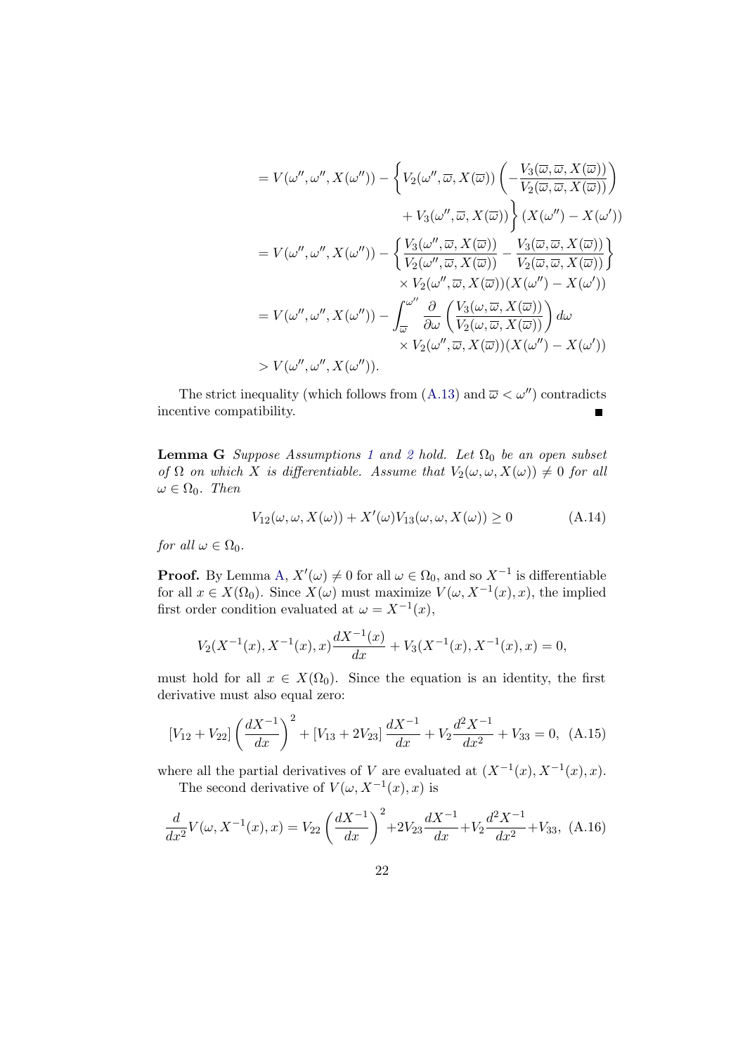$$
\begin{aligned}
&= V(\omega'', \omega'', X(\omega'')) - \left\{ V_2(\omega'', \overline{\omega}, X(\overline{\omega})) \left( -\frac{V_3(\overline{\omega}, \overline{\omega}, X(\overline{\omega}))}{V_2(\overline{\omega}, \overline{\omega}, X(\overline{\omega}))} \right) \right. \\
&\qquad\qquad \left. + V_3(\omega'', \overline{\omega}, X(\overline{\omega})) \right\} (X(\omega'') - X(\omega')) \\
&= V(\omega'', \omega'', X(\omega'')) - \left\{ \frac{V_3(\omega'', \overline{\omega}, X(\overline{\omega}))}{V_2(\omega'', \overline{\omega}, X(\overline{\omega}))} - \frac{V_3(\overline{\omega}, \overline{\omega}, X(\overline{\omega}))}{V_2(\overline{\omega}, \overline{\omega}, X(\overline{\omega}))} \right\} \\
&\qquad\qquad \times V_2(\omega'', \overline{\omega}, X(\overline{\omega}))(X(\omega'') - X(\omega')) \\
&= V(\omega'', \omega'', X(\omega'')) - \int_{\overline{\omega}}^{\omega''} \frac{\partial}{\partial \omega} \left( \frac{V_3(\omega, \overline{\omega}, X(\overline{\omega}))}{V_2(\omega, \overline{\omega}, X(\overline{\omega}))} \right) d\omega \\
&\qquad\qquad \times V_2(\omega'', \overline{\omega}, X(\overline{\omega}))(X(\omega'') - X(\omega')) \\
&> V(\omega'', \omega'', X(\omega'')).
\end{aligned}
$$

The strict inequality (which follows from (A.13) and $\overline{\omega} < \omega''$) contradicts incentive compatibility. ∎

**Lemma G** *Suppose Assumptions 1 and 2 hold. Let $\Omega_0$ be an open subset of $\Omega$ on which $X$ is differentiable. Assume that $V_2(\omega, \omega, X(\omega)) \neq 0$ for all $\omega \in \Omega_0$. Then*

$$
V_{12}(\omega, \omega, X(\omega)) + X'(\omega) V_{13}(\omega, \omega, X(\omega)) \geq 0 \tag{A.14}
$$

*for all $\omega \in \Omega_0$.*

**Proof.** By Lemma A, $X'(\omega) \neq 0$ for all $\omega \in \Omega_0$, and so $X^{-1}$ is differentiable for all $x \in X(\Omega_0)$. Since $X(\omega)$ must maximize $V(\omega, X^{-1}(x), x)$, the implied first order condition evaluated at $\omega = X^{-1}(x)$,

$$
V_2(X^{-1}(x), X^{-1}(x), x) \frac{dX^{-1}(x)}{dx} + V_3(X^{-1}(x), X^{-1}(x), x) = 0,
$$

must hold for all $x \in X(\Omega_0)$. Since the equation is an identity, the first derivative must also equal zero:

$$
[V_{12} + V_{22}] \left( \frac{dX^{-1}}{dx} \right)^2 + [V_{13} + 2V_{23}] \frac{dX^{-1}}{dx} + V_2 \frac{d^2 X^{-1}}{dx^2} + V_{33} = 0, \tag{A.15}
$$

where all the partial derivatives of $V$ are evaluated at $(X^{-1}(x), X^{-1}(x), x)$.

The second derivative of $V(\omega, X^{-1}(x), x)$ is

$$
\frac{d}{dx^2} V(\omega, X^{-1}(x), x) = V_{22} \left( \frac{dX^{-1}}{dx} \right)^2 + 2V_{23} \frac{dX^{-1}}{dx} + V_2 \frac{d^2 X^{-1}}{dx^2} + V_{33}, \tag{A.16}
$$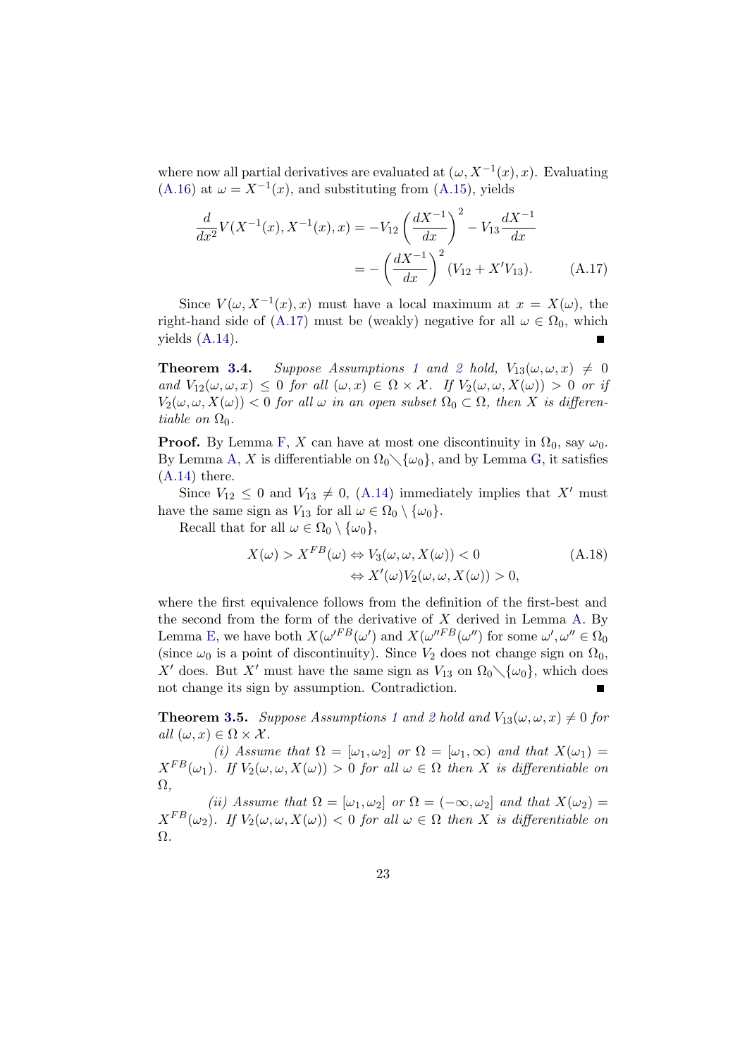where now all partial derivatives are evaluated at $(\omega, X^{-1}(x), x)$. Evaluating (A.16) at $\omega = X^{-1}(x)$, and substituting from (A.15), yields

$$\frac{d}{dx^2} V(X^{-1}(x), X^{-1}(x), x) = -V_{12}\left(\frac{dX^{-1}}{dx}\right)^2 - V_{13}\frac{dX^{-1}}{dx}$$
$$= -\left(\frac{dX^{-1}}{dx}\right)^2 (V_{12} + X' V_{13}). \tag{A.17}$$

Since $V(\omega, X^{-1}(x), x)$ must have a local maximum at $x = X(\omega)$, the right-hand side of (A.17) must be (weakly) negative for all $\omega \in \Omega_0$, which yields (A.14). ■

**Theorem 3.4.** *Suppose Assumptions 1 and 2 hold, $V_{13}(\omega, \omega, x) \neq 0$ and $V_{12}(\omega, \omega, x) \leq 0$ for all $(\omega, x) \in \Omega \times \mathcal{X}$. If $V_2(\omega, \omega, X(\omega)) > 0$ or if $V_2(\omega, \omega, X(\omega)) < 0$ for all $\omega$ in an open subset $\Omega_0 \subset \Omega$, then $X$ is differentiable on $\Omega_0$.*

**Proof.** By Lemma F, $X$ can have at most one discontinuity in $\Omega_0$, say $\omega_0$. By Lemma A, $X$ is differentiable on $\Omega_0 \diagdown \{\omega_0\}$, and by Lemma G, it satisfies (A.14) there.

Since $V_{12} \leq 0$ and $V_{13} \neq 0$, (A.14) immediately implies that $X'$ must have the same sign as $V_{13}$ for all $\omega \in \Omega_0 \setminus \{\omega_0\}$.

Recall that for all $\omega \in \Omega_0 \setminus \{\omega_0\}$,

$$X(\omega) > X^{FB}(\omega) \Leftrightarrow V_3(\omega, \omega, X(\omega)) < 0$$
$$\Leftrightarrow X'(\omega) V_2(\omega, \omega, X(\omega)) > 0, \tag{A.18}$$

where the first equivalence follows from the definition of the first-best and the second from the form of the derivative of $X$ derived in Lemma A. By Lemma E, we have both $X(\omega'^{FB}(\omega')$ and $X(\omega''^{FB}(\omega'')$ for some $\omega', \omega'' \in \Omega_0$ (since $\omega_0$ is a point of discontinuity). Since $V_2$ does not change sign on $\Omega_0$, $X'$ does. But $X'$ must have the same sign as $V_{13}$ on $\Omega_0 \diagdown \{\omega_0\}$, which does not change its sign by assumption. Contradiction. ■

**Theorem 3.5.** *Suppose Assumptions 1 and 2 hold and $V_{13}(\omega, \omega, x) \neq 0$ for all $(\omega, x) \in \Omega \times \mathcal{X}$.*

*(i) Assume that $\Omega = [\omega_1, \omega_2]$ or $\Omega = [\omega_1, \infty)$ and that $X(\omega_1) = X^{FB}(\omega_1)$. If $V_2(\omega, \omega, X(\omega)) > 0$ for all $\omega \in \Omega$ then $X$ is differentiable on $\Omega$,*

*(ii) Assume that $\Omega = [\omega_1, \omega_2]$ or $\Omega = (-\infty, \omega_2]$ and that $X(\omega_2) = X^{FB}(\omega_2)$. If $V_2(\omega, \omega, X(\omega)) < 0$ for all $\omega \in \Omega$ then $X$ is differentiable on $\Omega$.*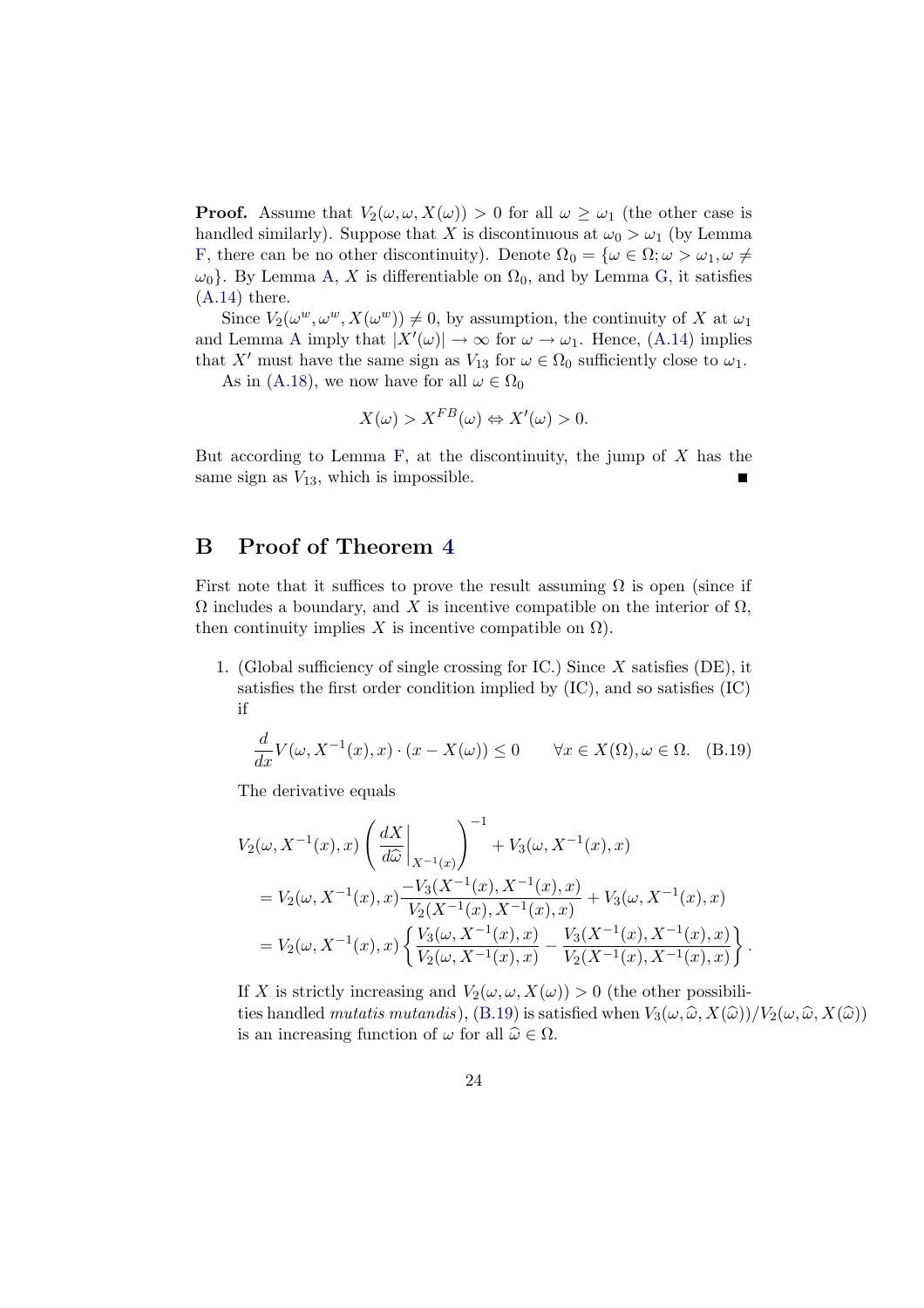**Proof.** Assume that $V_2(\omega, \omega, X(\omega)) > 0$ for all $\omega \geq \omega_1$ (the other case is handled similarly). Suppose that $X$ is discontinuous at $\omega_0 > \omega_1$ (by Lemma F, there can be no other discontinuity). Denote $\Omega_0 = \{\omega \in \Omega; \omega > \omega_1, \omega \neq \omega_0\}$. By Lemma A, $X$ is differentiable on $\Omega_0$, and by Lemma G, it satisfies (A.14) there.

Since $V_2(\omega^w, \omega^w, X(\omega^w)) \neq 0$, by assumption, the continuity of $X$ at $\omega_1$ and Lemma A imply that $|X'(\omega)| \to \infty$ for $\omega \to \omega_1$. Hence, (A.14) implies that $X'$ must have the same sign as $V_{13}$ for $\omega \in \Omega_0$ sufficiently close to $\omega_1$.

As in (A.18), we now have for all $\omega \in \Omega_0$

$$X(\omega) > X^{FB}(\omega) \Leftrightarrow X'(\omega) > 0.$$

But according to Lemma F, at the discontinuity, the jump of $X$ has the same sign as $V_{13}$, which is impossible. ∎

# B Proof of Theorem 4

First note that it suffices to prove the result assuming $\Omega$ is open (since if $\Omega$ includes a boundary, and $X$ is incentive compatible on the interior of $\Omega$, then continuity implies $X$ is incentive compatible on $\Omega$).

1. (Global sufficiency of single crossing for IC.) Since $X$ satisfies (DE), it satisfies the first order condition implied by (IC), and so satisfies (IC) if

$$\frac{d}{dx} V(\omega, X^{-1}(x), x) \cdot (x - X(\omega)) \leq 0 \qquad \forall x \in X(\Omega), \omega \in \Omega. \quad \text{(B.19)}$$

The derivative equals

$$\begin{aligned}
&V_2(\omega, X^{-1}(x), x) \left( \left. \frac{dX}{d\widehat{\omega}} \right|_{X^{-1}(x)} \right)^{-1} + V_3(\omega, X^{-1}(x), x) \\
&= V_2(\omega, X^{-1}(x), x) \frac{-V_3(X^{-1}(x), X^{-1}(x), x)}{V_2(X^{-1}(x), X^{-1}(x), x)} + V_3(\omega, X^{-1}(x), x) \\
&= V_2(\omega, X^{-1}(x), x) \left\{ \frac{V_3(\omega, X^{-1}(x), x)}{V_2(\omega, X^{-1}(x), x)} - \frac{V_3(X^{-1}(x), X^{-1}(x), x)}{V_2(X^{-1}(x), X^{-1}(x), x)} \right\}.
\end{aligned}$$

If $X$ is strictly increasing and $V_2(\omega, \omega, X(\omega)) > 0$ (the other possibilities handled *mutatis mutandis*), (B.19) is satisfied when $V_3(\omega, \widehat{\omega}, X(\widehat{\omega}))/V_2(\omega, \widehat{\omega}, X(\widehat{\omega}))$ is an increasing function of $\omega$ for all $\widehat{\omega} \in \Omega$.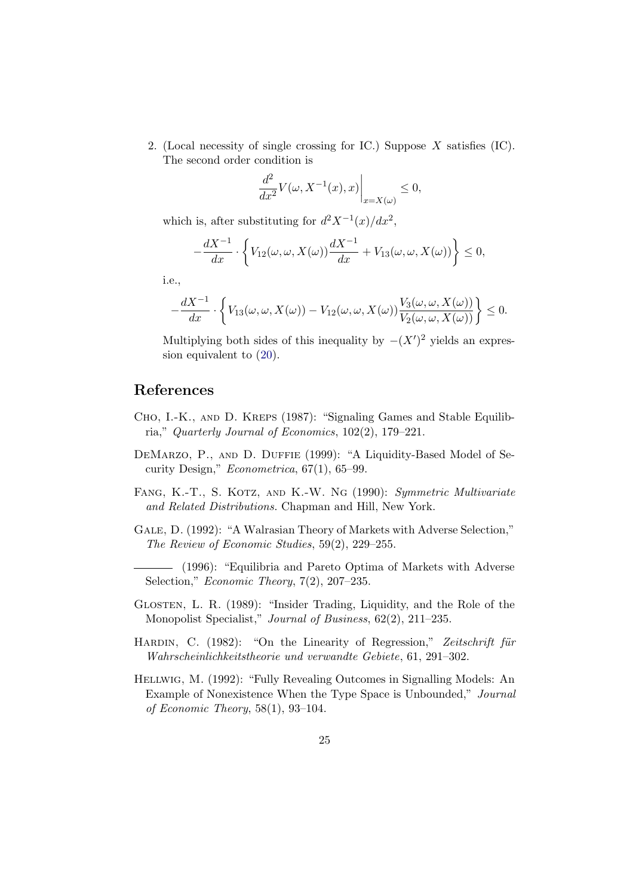2. (Local necessity of single crossing for IC.) Suppose $X$ satisfies (IC). The second order condition is

$$\left.\frac{d^2}{dx^2}V(\omega, X^{-1}(x), x)\right|_{x=X(\omega)} \leq 0,$$

which is, after substituting for $d^2X^{-1}(x)/dx^2$,

$$-\frac{dX^{-1}}{dx} \cdot \left\{ V_{12}(\omega, \omega, X(\omega))\frac{dX^{-1}}{dx} + V_{13}(\omega, \omega, X(\omega)) \right\} \leq 0,$$

i.e.,

$$-\frac{dX^{-1}}{dx} \cdot \left\{ V_{13}(\omega, \omega, X(\omega)) - V_{12}(\omega, \omega, X(\omega))\frac{V_3(\omega, \omega, X(\omega))}{V_2(\omega, \omega, X(\omega))} \right\} \leq 0.$$

Multiplying both sides of this inequality by $-(X')^2$ yields an expression equivalent to (20).

## References

Cho, I.-K., and D. Kreps (1987): "Signaling Games and Stable Equilibria," *Quarterly Journal of Economics*, 102(2), 179–221.

DeMarzo, P., and D. Duffie (1999): "A Liquidity-Based Model of Security Design," *Econometrica*, 67(1), 65–99.

Fang, K.-T., S. Kotz, and K.-W. Ng (1990): *Symmetric Multivariate and Related Distributions*. Chapman and Hill, New York.

Gale, D. (1992): "A Walrasian Theory of Markets with Adverse Selection," *The Review of Economic Studies*, 59(2), 229–255.

——— (1996): "Equilibria and Pareto Optima of Markets with Adverse Selection," *Economic Theory*, 7(2), 207–235.

Glosten, L. R. (1989): "Insider Trading, Liquidity, and the Role of the Monopolist Specialist," *Journal of Business*, 62(2), 211–235.

Hardin, C. (1982): "On the Linearity of Regression," *Zeitschrift für Wahrscheinlichkeitstheorie und verwandte Gebiete*, 61, 291–302.

Hellwig, M. (1992): "Fully Revealing Outcomes in Signalling Models: An Example of Nonexistence When the Type Space is Unbounded," *Journal of Economic Theory*, 58(1), 93–104.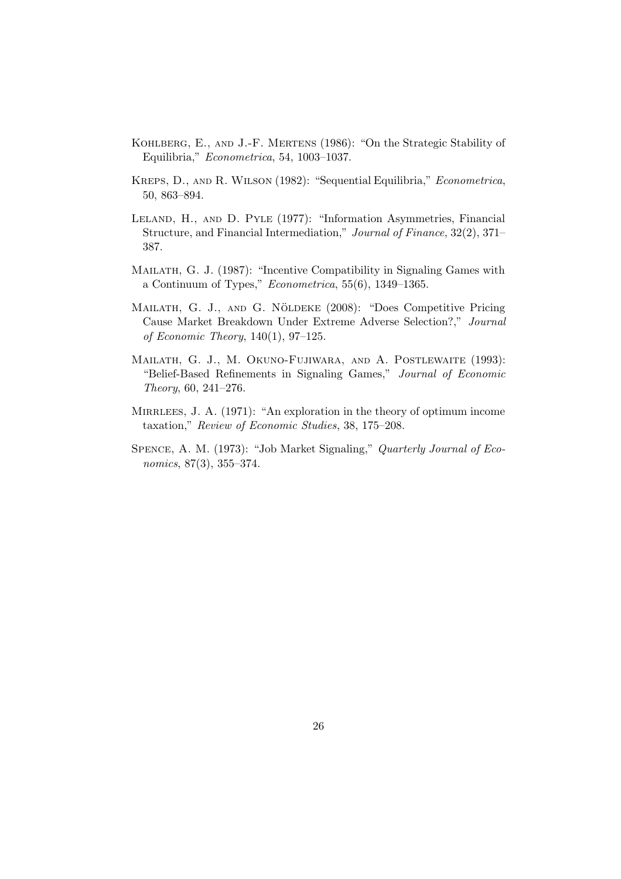Kohlberg, E., and J.-F. Mertens (1986): "On the Strategic Stability of Equilibria," *Econometrica*, 54, 1003–1037.

Kreps, D., and R. Wilson (1982): "Sequential Equilibria," *Econometrica*, 50, 863–894.

Leland, H., and D. Pyle (1977): "Information Asymmetries, Financial Structure, and Financial Intermediation," *Journal of Finance*, 32(2), 371–387.

Mailath, G. J. (1987): "Incentive Compatibility in Signaling Games with a Continuum of Types," *Econometrica*, 55(6), 1349–1365.

Mailath, G. J., and G. Nöldeke (2008): "Does Competitive Pricing Cause Market Breakdown Under Extreme Adverse Selection?," *Journal of Economic Theory*, 140(1), 97–125.

Mailath, G. J., M. Okuno-Fujiwara, and A. Postlewaite (1993): "Belief-Based Refinements in Signaling Games," *Journal of Economic Theory*, 60, 241–276.

Mirrlees, J. A. (1971): "An exploration in the theory of optimum income taxation," *Review of Economic Studies*, 38, 175–208.

Spence, A. M. (1973): "Job Market Signaling," *Quarterly Journal of Economics*, 87(3), 355–374.